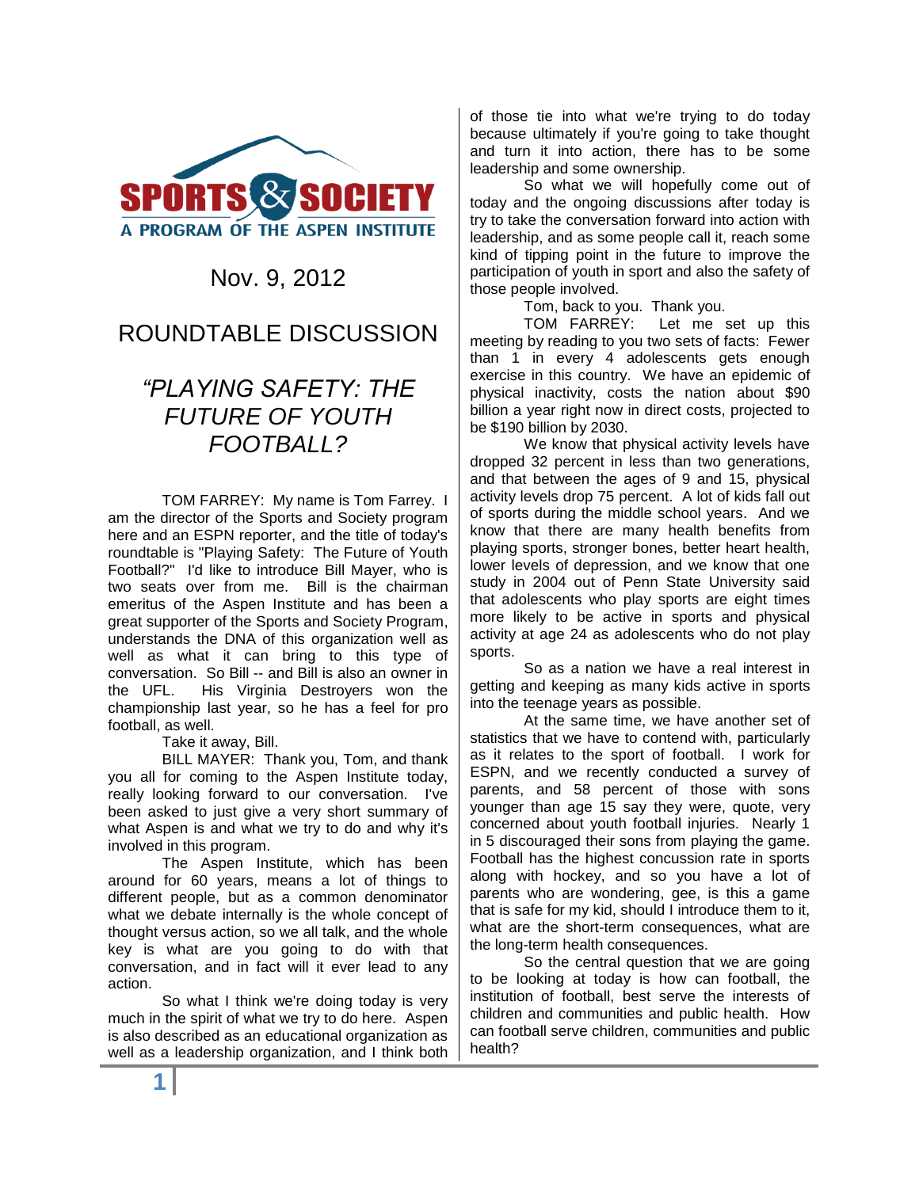SPORTS & SOCIETY
A PROGRAM OF THE ASPEN INSTITUTE

Nov. 9, 2012

# ROUNDTABLE DISCUSSION

## *"PLAYING SAFETY: THE FUTURE OF YOUTH FOOTBALL?*

TOM FARREY: My name is Tom Farrey. I am the director of the Sports and Society program here and an ESPN reporter, and the title of today's roundtable is "Playing Safety: The Future of Youth Football?" I'd like to introduce Bill Mayer, who is two seats over from me. Bill is the chairman emeritus of the Aspen Institute and has been a great supporter of the Sports and Society Program, understands the DNA of this organization well as well as what it can bring to this type of conversation. So Bill -- and Bill is also an owner in the UFL. His Virginia Destroyers won the championship last year, so he has a feel for pro football, as well.

Take it away, Bill.

BILL MAYER: Thank you, Tom, and thank you all for coming to the Aspen Institute today, really looking forward to our conversation. I've been asked to just give a very short summary of what Aspen is and what we try to do and why it's involved in this program.

The Aspen Institute, which has been around for 60 years, means a lot of things to different people, but as a common denominator what we debate internally is the whole concept of thought versus action, so we all talk, and the whole key is what are you going to do with that conversation, and in fact will it ever lead to any action.

So what I think we're doing today is very much in the spirit of what we try to do here. Aspen is also described as an educational organization as well as a leadership organization, and I think both of those tie into what we're trying to do today because ultimately if you're going to take thought and turn it into action, there has to be some leadership and some ownership.

So what we will hopefully come out of today and the ongoing discussions after today is try to take the conversation forward into action with leadership, and as some people call it, reach some kind of tipping point in the future to improve the participation of youth in sport and also the safety of those people involved.

Tom, back to you. Thank you.

TOM FARREY: Let me set up this meeting by reading to you two sets of facts: Fewer than 1 in every 4 adolescents gets enough exercise in this country. We have an epidemic of physical inactivity, costs the nation about $90 billion a year right now in direct costs, projected to be $190 billion by 2030.

We know that physical activity levels have dropped 32 percent in less than two generations, and that between the ages of 9 and 15, physical activity levels drop 75 percent. A lot of kids fall out of sports during the middle school years. And we know that there are many health benefits from playing sports, stronger bones, better heart health, lower levels of depression, and we know that one study in 2004 out of Penn State University said that adolescents who play sports are eight times more likely to be active in sports and physical activity at age 24 as adolescents who do not play sports.

So as a nation we have a real interest in getting and keeping as many kids active in sports into the teenage years as possible.

At the same time, we have another set of statistics that we have to contend with, particularly as it relates to the sport of football. I work for ESPN, and we recently conducted a survey of parents, and 58 percent of those with sons younger than age 15 say they were, quote, very concerned about youth football injuries. Nearly 1 in 5 discouraged their sons from playing the game. Football has the highest concussion rate in sports along with hockey, and so you have a lot of parents who are wondering, gee, is this a game that is safe for my kid, should I introduce them to it, what are the short-term consequences, what are the long-term health consequences.

So the central question that we are going to be looking at today is how can football, the institution of football, best serve the interests of children and communities and public health. How can football serve children, communities and public health?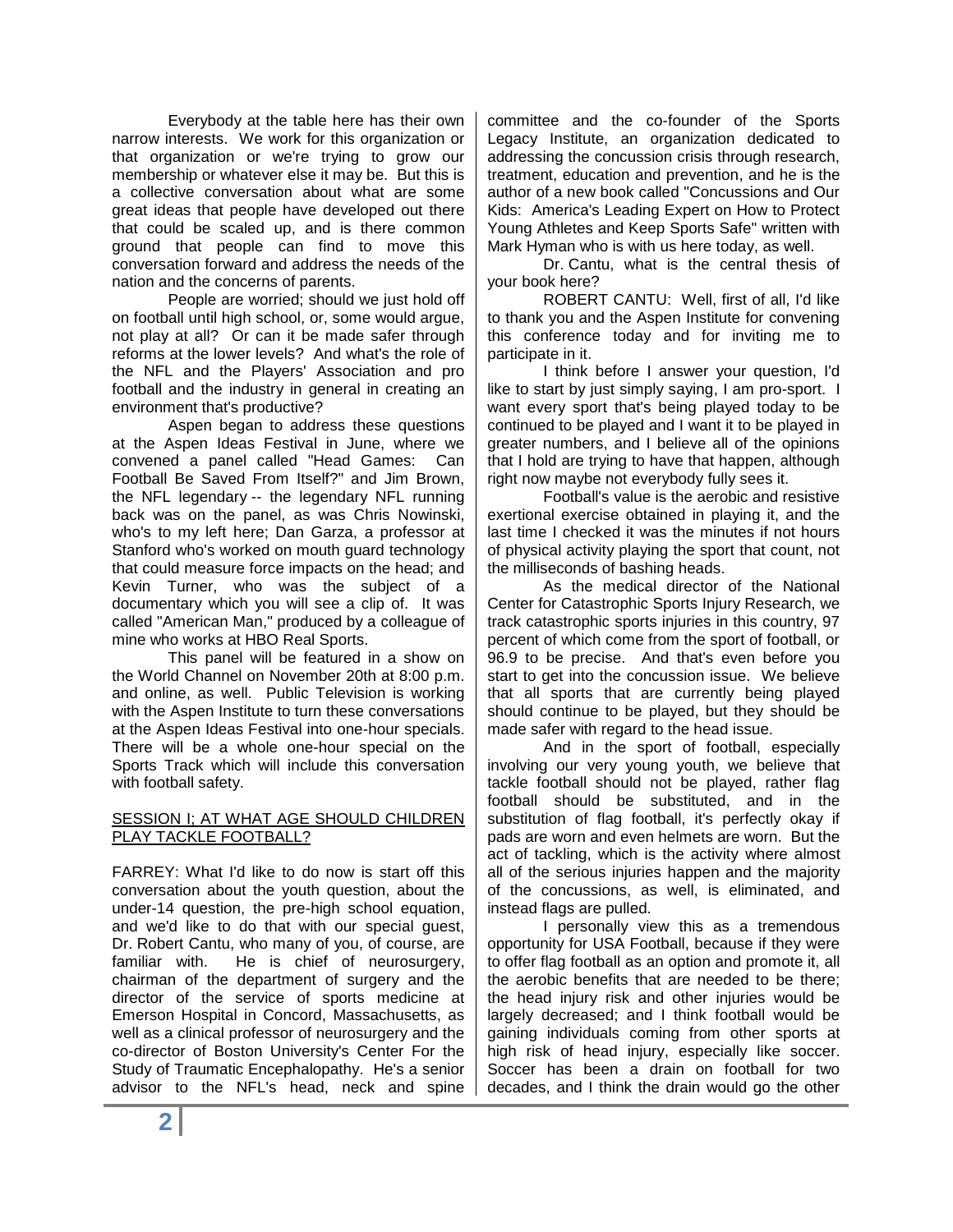Everybody at the table here has their own narrow interests. We work for this organization or that organization or we're trying to grow our membership or whatever else it may be. But this is a collective conversation about what are some great ideas that people have developed out there that could be scaled up, and is there common ground that people can find to move this conversation forward and address the needs of the nation and the concerns of parents.

People are worried; should we just hold off on football until high school, or, some would argue, not play at all? Or can it be made safer through reforms at the lower levels? And what's the role of the NFL and the Players' Association and pro football and the industry in general in creating an environment that's productive?

Aspen began to address these questions at the Aspen Ideas Festival in June, where we convened a panel called "Head Games: Can Football Be Saved From Itself?" and Jim Brown, the NFL legendary -- the legendary NFL running back was on the panel, as was Chris Nowinski, who's to my left here; Dan Garza, a professor at Stanford who's worked on mouth guard technology that could measure force impacts on the head; and Kevin Turner, who was the subject of a documentary which you will see a clip of. It was called "American Man," produced by a colleague of mine who works at HBO Real Sports.

This panel will be featured in a show on the World Channel on November 20th at 8:00 p.m. and online, as well. Public Television is working with the Aspen Institute to turn these conversations at the Aspen Ideas Festival into one-hour specials. There will be a whole one-hour special on the Sports Track which will include this conversation with football safety.

## SESSION I; AT WHAT AGE SHOULD CHILDREN PLAY TACKLE FOOTBALL?

FARREY: What I'd like to do now is start off this conversation about the youth question, about the under-14 question, the pre-high school equation, and we'd like to do that with our special guest, Dr. Robert Cantu, who many of you, of course, are familiar with. He is chief of neurosurgery, chairman of the department of surgery and the director of the service of sports medicine at Emerson Hospital in Concord, Massachusetts, as well as a clinical professor of neurosurgery and the co-director of Boston University's Center For the Study of Traumatic Encephalopathy. He's a senior advisor to the NFL's head, neck and spine committee and the co-founder of the Sports Legacy Institute, an organization dedicated to addressing the concussion crisis through research, treatment, education and prevention, and he is the author of a new book called "Concussions and Our Kids: America's Leading Expert on How to Protect Young Athletes and Keep Sports Safe" written with Mark Hyman who is with us here today, as well.

Dr. Cantu, what is the central thesis of your book here?

ROBERT CANTU: Well, first of all, I'd like to thank you and the Aspen Institute for convening this conference today and for inviting me to participate in it.

I think before I answer your question, I'd like to start by just simply saying, I am pro-sport. I want every sport that's being played today to be continued to be played and I want it to be played in greater numbers, and I believe all of the opinions that I hold are trying to have that happen, although right now maybe not everybody fully sees it.

Football's value is the aerobic and resistive exertional exercise obtained in playing it, and the last time I checked it was the minutes if not hours of physical activity playing the sport that count, not the milliseconds of bashing heads.

As the medical director of the National Center for Catastrophic Sports Injury Research, we track catastrophic sports injuries in this country, 97 percent of which come from the sport of football, or 96.9 to be precise. And that's even before you start to get into the concussion issue. We believe that all sports that are currently being played should continue to be played, but they should be made safer with regard to the head issue.

And in the sport of football, especially involving our very young youth, we believe that tackle football should not be played, rather flag football should be substituted, and in the substitution of flag football, it's perfectly okay if pads are worn and even helmets are worn. But the act of tackling, which is the activity where almost all of the serious injuries happen and the majority of the concussions, as well, is eliminated, and instead flags are pulled.

I personally view this as a tremendous opportunity for USA Football, because if they were to offer flag football as an option and promote it, all the aerobic benefits that are needed to be there; the head injury risk and other injuries would be largely decreased; and I think football would be gaining individuals coming from other sports at high risk of head injury, especially like soccer. Soccer has been a drain on football for two decades, and I think the drain would go the other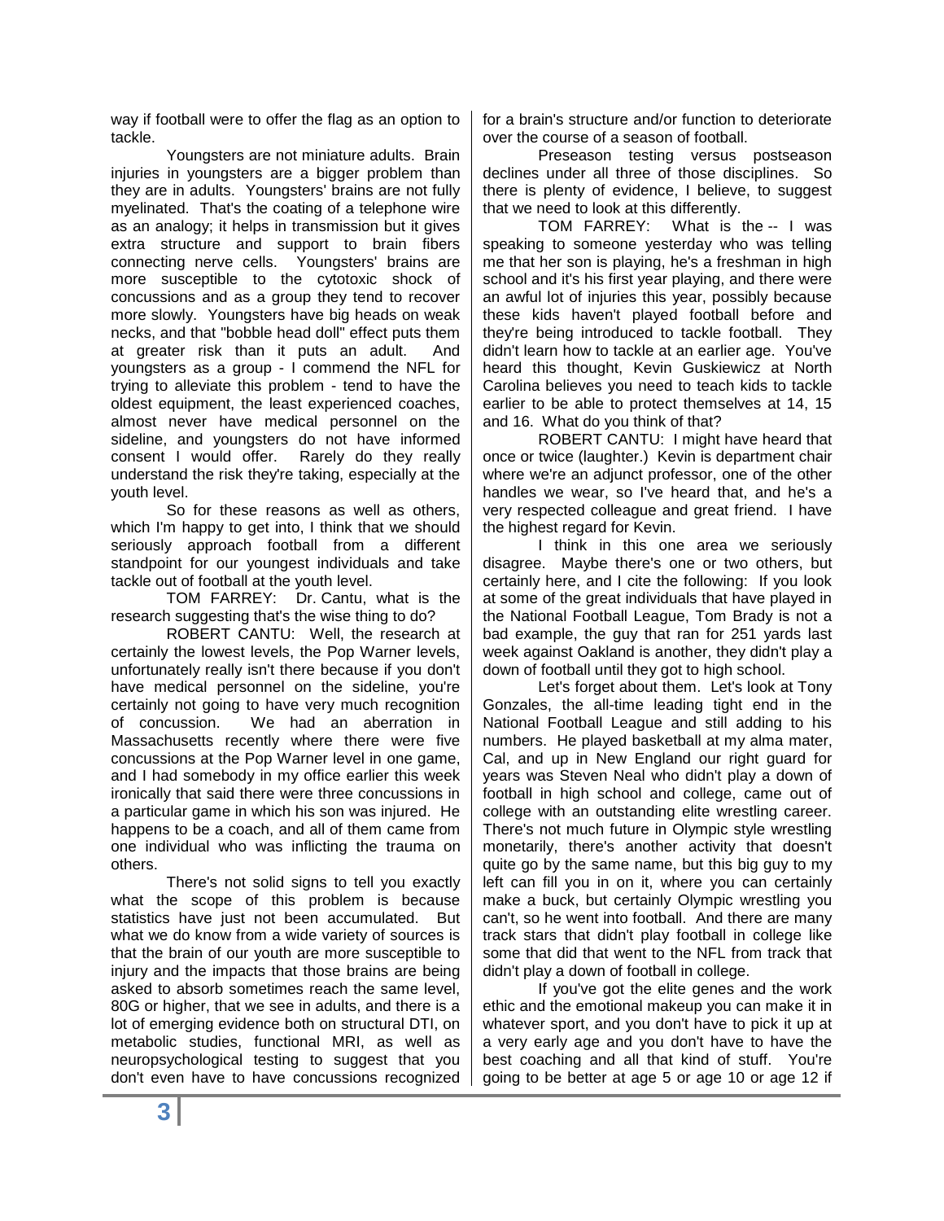way if football were to offer the flag as an option to tackle.

Youngsters are not miniature adults. Brain injuries in youngsters are a bigger problem than they are in adults. Youngsters' brains are not fully myelinated. That's the coating of a telephone wire as an analogy; it helps in transmission but it gives extra structure and support to brain fibers connecting nerve cells. Youngsters' brains are more susceptible to the cytotoxic shock of concussions and as a group they tend to recover more slowly. Youngsters have big heads on weak necks, and that "bobble head doll" effect puts them at greater risk than it puts an adult. And youngsters as a group - I commend the NFL for trying to alleviate this problem - tend to have the oldest equipment, the least experienced coaches, almost never have medical personnel on the sideline, and youngsters do not have informed consent I would offer. Rarely do they really understand the risk they're taking, especially at the youth level.

So for these reasons as well as others, which I'm happy to get into, I think that we should seriously approach football from a different standpoint for our youngest individuals and take tackle out of football at the youth level.

TOM FARREY: Dr. Cantu, what is the research suggesting that's the wise thing to do?

ROBERT CANTU: Well, the research at certainly the lowest levels, the Pop Warner levels, unfortunately really isn't there because if you don't have medical personnel on the sideline, you're certainly not going to have very much recognition of concussion. We had an aberration in Massachusetts recently where there were five concussions at the Pop Warner level in one game, and I had somebody in my office earlier this week ironically that said there were three concussions in a particular game in which his son was injured. He happens to be a coach, and all of them came from one individual who was inflicting the trauma on others.

There's not solid signs to tell you exactly what the scope of this problem is because statistics have just not been accumulated. But what we do know from a wide variety of sources is that the brain of our youth are more susceptible to injury and the impacts that those brains are being asked to absorb sometimes reach the same level, 80G or higher, that we see in adults, and there is a lot of emerging evidence both on structural DTI, on metabolic studies, functional MRI, as well as neuropsychological testing to suggest that you don't even have to have concussions recognized for a brain's structure and/or function to deteriorate over the course of a season of football.

Preseason testing versus postseason declines under all three of those disciplines. So there is plenty of evidence, I believe, to suggest that we need to look at this differently.

TOM FARREY: What is the -- I was speaking to someone yesterday who was telling me that her son is playing, he's a freshman in high school and it's his first year playing, and there were an awful lot of injuries this year, possibly because these kids haven't played football before and they're being introduced to tackle football. They didn't learn how to tackle at an earlier age. You've heard this thought, Kevin Guskiewicz at North Carolina believes you need to teach kids to tackle earlier to be able to protect themselves at 14, 15 and 16. What do you think of that?

ROBERT CANTU: I might have heard that once or twice (laughter.) Kevin is department chair where we're an adjunct professor, one of the other handles we wear, so I've heard that, and he's a very respected colleague and great friend. I have the highest regard for Kevin.

I think in this one area we seriously disagree. Maybe there's one or two others, but certainly here, and I cite the following: If you look at some of the great individuals that have played in the National Football League, Tom Brady is not a bad example, the guy that ran for 251 yards last week against Oakland is another, they didn't play a down of football until they got to high school.

Let's forget about them. Let's look at Tony Gonzales, the all-time leading tight end in the National Football League and still adding to his numbers. He played basketball at my alma mater, Cal, and up in New England our right guard for years was Steven Neal who didn't play a down of football in high school and college, came out of college with an outstanding elite wrestling career. There's not much future in Olympic style wrestling monetarily, there's another activity that doesn't quite go by the same name, but this big guy to my left can fill you in on it, where you can certainly make a buck, but certainly Olympic wrestling you can't, so he went into football. And there are many track stars that didn't play football in college like some that did that went to the NFL from track that didn't play a down of football in college.

If you've got the elite genes and the work ethic and the emotional makeup you can make it in whatever sport, and you don't have to pick it up at a very early age and you don't have to have the best coaching and all that kind of stuff. You're going to be better at age 5 or age 10 or age 12 if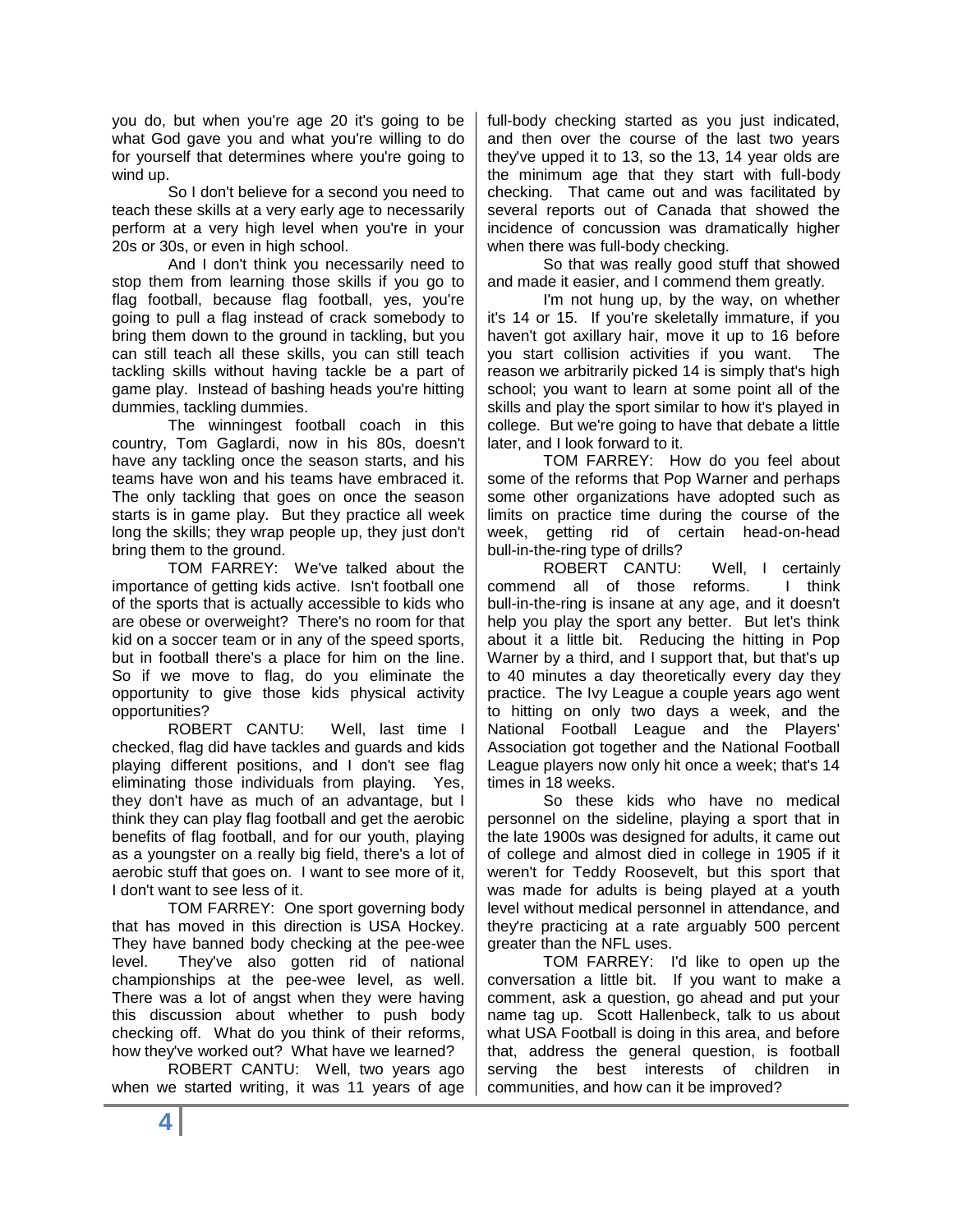you do, but when you're age 20 it's going to be what God gave you and what you're willing to do for yourself that determines where you're going to wind up.

So I don't believe for a second you need to teach these skills at a very early age to necessarily perform at a very high level when you're in your 20s or 30s, or even in high school.

And I don't think you necessarily need to stop them from learning those skills if you go to flag football, because flag football, yes, you're going to pull a flag instead of crack somebody to bring them down to the ground in tackling, but you can still teach all these skills, you can still teach tackling skills without having tackle be a part of game play. Instead of bashing heads you're hitting dummies, tackling dummies.

The winningest football coach in this country, Tom Gaglardi, now in his 80s, doesn't have any tackling once the season starts, and his teams have won and his teams have embraced it. The only tackling that goes on once the season starts is in game play. But they practice all week long the skills; they wrap people up, they just don't bring them to the ground.

TOM FARREY: We've talked about the importance of getting kids active. Isn't football one of the sports that is actually accessible to kids who are obese or overweight? There's no room for that kid on a soccer team or in any of the speed sports, but in football there's a place for him on the line. So if we move to flag, do you eliminate the opportunity to give those kids physical activity opportunities?

ROBERT CANTU: Well, last time I checked, flag did have tackles and guards and kids playing different positions, and I don't see flag eliminating those individuals from playing. Yes, they don't have as much of an advantage, but I think they can play flag football and get the aerobic benefits of flag football, and for our youth, playing as a youngster on a really big field, there's a lot of aerobic stuff that goes on. I want to see more of it, I don't want to see less of it.

TOM FARREY: One sport governing body that has moved in this direction is USA Hockey. They have banned body checking at the pee-wee level. They've also gotten rid of national championships at the pee-wee level, as well. There was a lot of angst when they were having this discussion about whether to push body checking off. What do you think of their reforms, how they've worked out? What have we learned?

ROBERT CANTU: Well, two years ago when we started writing, it was 11 years of age full-body checking started as you just indicated, and then over the course of the last two years they've upped it to 13, so the 13, 14 year olds are the minimum age that they start with full-body checking. That came out and was facilitated by several reports out of Canada that showed the incidence of concussion was dramatically higher when there was full-body checking.

So that was really good stuff that showed and made it easier, and I commend them greatly.

I'm not hung up, by the way, on whether it's 14 or 15. If you're skeletally immature, if you haven't got axillary hair, move it up to 16 before you start collision activities if you want. The reason we arbitrarily picked 14 is simply that's high school; you want to learn at some point all of the skills and play the sport similar to how it's played in college. But we're going to have that debate a little later, and I look forward to it.

TOM FARREY: How do you feel about some of the reforms that Pop Warner and perhaps some other organizations have adopted such as limits on practice time during the course of the week, getting rid of certain head-on-head bull-in-the-ring type of drills?

ROBERT CANTU: Well, I certainly commend all of those reforms. I think bull-in-the-ring is insane at any age, and it doesn't help you play the sport any better. But let's think about it a little bit. Reducing the hitting in Pop Warner by a third, and I support that, but that's up to 40 minutes a day theoretically every day they practice. The Ivy League a couple years ago went to hitting on only two days a week, and the National Football League and the Players' Association got together and the National Football League players now only hit once a week; that's 14 times in 18 weeks.

So these kids who have no medical personnel on the sideline, playing a sport that in the late 1900s was designed for adults, it came out of college and almost died in college in 1905 if it weren't for Teddy Roosevelt, but this sport that was made for adults is being played at a youth level without medical personnel in attendance, and they're practicing at a rate arguably 500 percent greater than the NFL uses.

TOM FARREY: I'd like to open up the conversation a little bit. If you want to make a comment, ask a question, go ahead and put your name tag up. Scott Hallenbeck, talk to us about what USA Football is doing in this area, and before that, address the general question, is football serving the best interests of children in communities, and how can it be improved?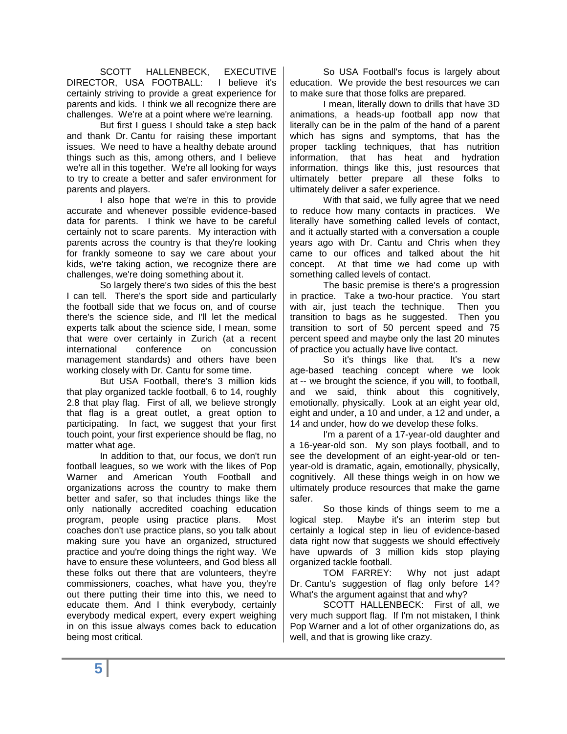SCOTT HALLENBECK, EXECUTIVE DIRECTOR, USA FOOTBALL: I believe it's certainly striving to provide a great experience for parents and kids. I think we all recognize there are challenges. We're at a point where we're learning.

But first I guess I should take a step back and thank Dr. Cantu for raising these important issues. We need to have a healthy debate around things such as this, among others, and I believe we're all in this together. We're all looking for ways to try to create a better and safer environment for parents and players.

I also hope that we're in this to provide accurate and whenever possible evidence-based data for parents. I think we have to be careful certainly not to scare parents. My interaction with parents across the country is that they're looking for frankly someone to say we care about your kids, we're taking action, we recognize there are challenges, we're doing something about it.

So largely there's two sides of this the best I can tell. There's the sport side and particularly the football side that we focus on, and of course there's the science side, and I'll let the medical experts talk about the science side, I mean, some that were over certainly in Zurich (at a recent international conference on concussion management standards) and others have been working closely with Dr. Cantu for some time.

But USA Football, there's 3 million kids that play organized tackle football, 6 to 14, roughly 2.8 that play flag. First of all, we believe strongly that flag is a great outlet, a great option to participating. In fact, we suggest that your first touch point, your first experience should be flag, no matter what age.

In addition to that, our focus, we don't run football leagues, so we work with the likes of Pop Warner and American Youth Football and organizations across the country to make them better and safer, so that includes things like the only nationally accredited coaching education program, people using practice plans. Most coaches don't use practice plans, so you talk about making sure you have an organized, structured practice and you're doing things the right way. We have to ensure these volunteers, and God bless all these folks out there that are volunteers, they're commissioners, coaches, what have you, they're out there putting their time into this, we need to educate them. And I think everybody, certainly everybody medical expert, every expert weighing in on this issue always comes back to education being most critical.

So USA Football's focus is largely about education. We provide the best resources we can to make sure that those folks are prepared.

I mean, literally down to drills that have 3D animations, a heads-up football app now that literally can be in the palm of the hand of a parent which has signs and symptoms, that has the proper tackling techniques, that has nutrition information, that has heat and hydration information, things like this, just resources that ultimately better prepare all these folks to ultimately deliver a safer experience.

With that said, we fully agree that we need to reduce how many contacts in practices. We literally have something called levels of contact, and it actually started with a conversation a couple years ago with Dr. Cantu and Chris when they came to our offices and talked about the hit concept. At that time we had come up with something called levels of contact.

The basic premise is there's a progression in practice. Take a two-hour practice. You start with air, just teach the technique. Then you transition to bags as he suggested. Then you transition to sort of 50 percent speed and 75 percent speed and maybe only the last 20 minutes of practice you actually have live contact.

So it's things like that. It's a new age-based teaching concept where we look at -- we brought the science, if you will, to football, and we said, think about this cognitively, emotionally, physically. Look at an eight year old, eight and under, a 10 and under, a 12 and under, a 14 and under, how do we develop these folks.

I'm a parent of a 17-year-old daughter and a 16-year-old son. My son plays football, and to see the development of an eight-year-old or ten-year-old is dramatic, again, emotionally, physically, cognitively. All these things weigh in on how we ultimately produce resources that make the game safer.

So those kinds of things seem to me a logical step. Maybe it's an interim step but certainly a logical step in lieu of evidence-based data right now that suggests we should effectively have upwards of 3 million kids stop playing organized tackle football.

TOM FARREY: Why not just adapt Dr. Cantu's suggestion of flag only before 14? What's the argument against that and why?

SCOTT HALLENBECK: First of all, we very much support flag. If I'm not mistaken, I think Pop Warner and a lot of other organizations do, as well, and that is growing like crazy.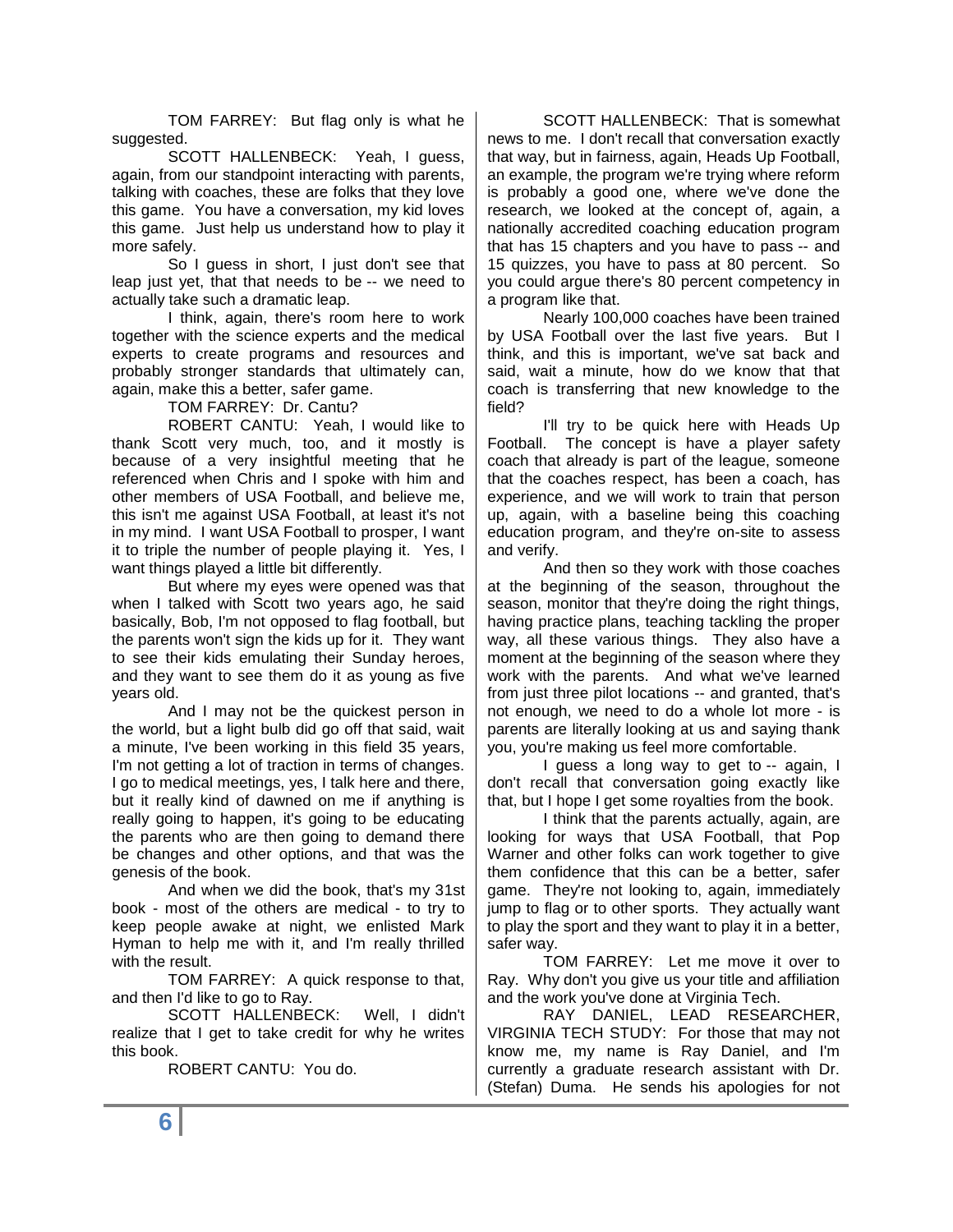TOM FARREY: But flag only is what he suggested.

SCOTT HALLENBECK: Yeah, I guess, again, from our standpoint interacting with parents, talking with coaches, these are folks that they love this game. You have a conversation, my kid loves this game. Just help us understand how to play it more safely.

So I guess in short, I just don't see that leap just yet, that that needs to be -- we need to actually take such a dramatic leap.

I think, again, there's room here to work together with the science experts and the medical experts to create programs and resources and probably stronger standards that ultimately can, again, make this a better, safer game.

TOM FARREY: Dr. Cantu?

ROBERT CANTU: Yeah, I would like to thank Scott very much, too, and it mostly is because of a very insightful meeting that he referenced when Chris and I spoke with him and other members of USA Football, and believe me, this isn't me against USA Football, at least it's not in my mind. I want USA Football to prosper, I want it to triple the number of people playing it. Yes, I want things played a little bit differently.

But where my eyes were opened was that when I talked with Scott two years ago, he said basically, Bob, I'm not opposed to flag football, but the parents won't sign the kids up for it. They want to see their kids emulating their Sunday heroes, and they want to see them do it as young as five years old.

And I may not be the quickest person in the world, but a light bulb did go off that said, wait a minute, I've been working in this field 35 years, I'm not getting a lot of traction in terms of changes. I go to medical meetings, yes, I talk here and there, but it really kind of dawned on me if anything is really going to happen, it's going to be educating the parents who are then going to demand there be changes and other options, and that was the genesis of the book.

And when we did the book, that's my 31st book - most of the others are medical - to try to keep people awake at night, we enlisted Mark Hyman to help me with it, and I'm really thrilled with the result.

TOM FARREY: A quick response to that, and then I'd like to go to Ray.

SCOTT HALLENBECK: Well, I didn't realize that I get to take credit for why he writes this book.

ROBERT CANTU: You do.

SCOTT HALLENBECK: That is somewhat news to me. I don't recall that conversation exactly that way, but in fairness, again, Heads Up Football, an example, the program we're trying where reform is probably a good one, where we've done the research, we looked at the concept of, again, a nationally accredited coaching education program that has 15 chapters and you have to pass -- and 15 quizzes, you have to pass at 80 percent. So you could argue there's 80 percent competency in a program like that.

Nearly 100,000 coaches have been trained by USA Football over the last five years. But I think, and this is important, we've sat back and said, wait a minute, how do we know that that coach is transferring that new knowledge to the field?

I'll try to be quick here with Heads Up Football. The concept is have a player safety coach that already is part of the league, someone that the coaches respect, has been a coach, has experience, and we will work to train that person up, again, with a baseline being this coaching education program, and they're on-site to assess and verify.

And then so they work with those coaches at the beginning of the season, throughout the season, monitor that they're doing the right things, having practice plans, teaching tackling the proper way, all these various things. They also have a moment at the beginning of the season where they work with the parents. And what we've learned from just three pilot locations -- and granted, that's not enough, we need to do a whole lot more - is parents are literally looking at us and saying thank you, you're making us feel more comfortable.

I guess a long way to get to -- again, I don't recall that conversation going exactly like that, but I hope I get some royalties from the book.

I think that the parents actually, again, are looking for ways that USA Football, that Pop Warner and other folks can work together to give them confidence that this can be a better, safer game. They're not looking to, again, immediately jump to flag or to other sports. They actually want to play the sport and they want to play it in a better, safer way.

TOM FARREY: Let me move it over to Ray. Why don't you give us your title and affiliation and the work you've done at Virginia Tech.

RAY DANIEL, LEAD RESEARCHER, VIRGINIA TECH STUDY: For those that may not know me, my name is Ray Daniel, and I'm currently a graduate research assistant with Dr. (Stefan) Duma. He sends his apologies for not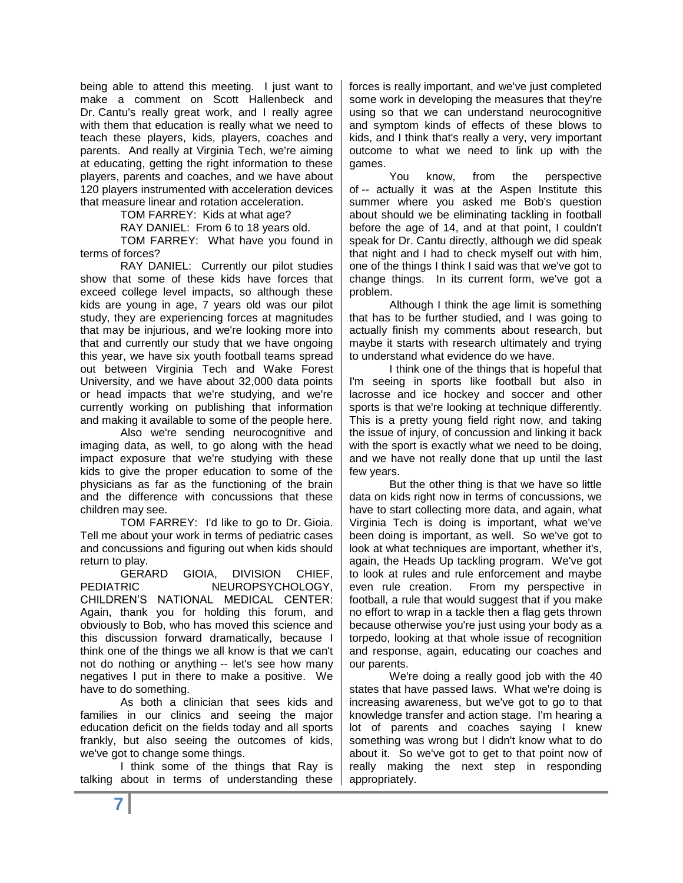being able to attend this meeting. I just want to make a comment on Scott Hallenbeck and Dr. Cantu's really great work, and I really agree with them that education is really what we need to teach these players, kids, players, coaches and parents. And really at Virginia Tech, we're aiming at educating, getting the right information to these players, parents and coaches, and we have about 120 players instrumented with acceleration devices that measure linear and rotation acceleration.

TOM FARREY: Kids at what age?

RAY DANIEL: From 6 to 18 years old.

TOM FARREY: What have you found in terms of forces?

RAY DANIEL: Currently our pilot studies show that some of these kids have forces that exceed college level impacts, so although these kids are young in age, 7 years old was our pilot study, they are experiencing forces at magnitudes that may be injurious, and we're looking more into that and currently our study that we have ongoing this year, we have six youth football teams spread out between Virginia Tech and Wake Forest University, and we have about 32,000 data points or head impacts that we're studying, and we're currently working on publishing that information and making it available to some of the people here.

Also we're sending neurocognitive and imaging data, as well, to go along with the head impact exposure that we're studying with these kids to give the proper education to some of the physicians as far as the functioning of the brain and the difference with concussions that these children may see.

TOM FARREY: I'd like to go to Dr. Gioia. Tell me about your work in terms of pediatric cases and concussions and figuring out when kids should return to play.

GERARD GIOIA, DIVISION CHIEF, PEDIATRIC NEUROPSYCHOLOGY, CHILDREN'S NATIONAL MEDICAL CENTER: Again, thank you for holding this forum, and obviously to Bob, who has moved this science and this discussion forward dramatically, because I think one of the things we all know is that we can't not do nothing or anything -- let's see how many negatives I put in there to make a positive. We have to do something.

As both a clinician that sees kids and families in our clinics and seeing the major education deficit on the fields today and all sports frankly, but also seeing the outcomes of kids, we've got to change some things.

I think some of the things that Ray is talking about in terms of understanding these forces is really important, and we've just completed some work in developing the measures that they're using so that we can understand neurocognitive and symptom kinds of effects of these blows to kids, and I think that's really a very, very important outcome to what we need to link up with the games.

You know, from the perspective of -- actually it was at the Aspen Institute this summer where you asked me Bob's question about should we be eliminating tackling in football before the age of 14, and at that point, I couldn't speak for Dr. Cantu directly, although we did speak that night and I had to check myself out with him, one of the things I think I said was that we've got to change things. In its current form, we've got a problem.

Although I think the age limit is something that has to be further studied, and I was going to actually finish my comments about research, but maybe it starts with research ultimately and trying to understand what evidence do we have.

I think one of the things that is hopeful that I'm seeing in sports like football but also in lacrosse and ice hockey and soccer and other sports is that we're looking at technique differently. This is a pretty young field right now, and taking the issue of injury, of concussion and linking it back with the sport is exactly what we need to be doing, and we have not really done that up until the last few years.

But the other thing is that we have so little data on kids right now in terms of concussions, we have to start collecting more data, and again, what Virginia Tech is doing is important, what we've been doing is important, as well. So we've got to look at what techniques are important, whether it's, again, the Heads Up tackling program. We've got to look at rules and rule enforcement and maybe even rule creation. From my perspective in football, a rule that would suggest that if you make no effort to wrap in a tackle then a flag gets thrown because otherwise you're just using your body as a torpedo, looking at that whole issue of recognition and response, again, educating our coaches and our parents.

We're doing a really good job with the 40 states that have passed laws. What we're doing is increasing awareness, but we've got to go to that knowledge transfer and action stage. I'm hearing a lot of parents and coaches saying I knew something was wrong but I didn't know what to do about it. So we've got to get to that point now of really making the next step in responding appropriately.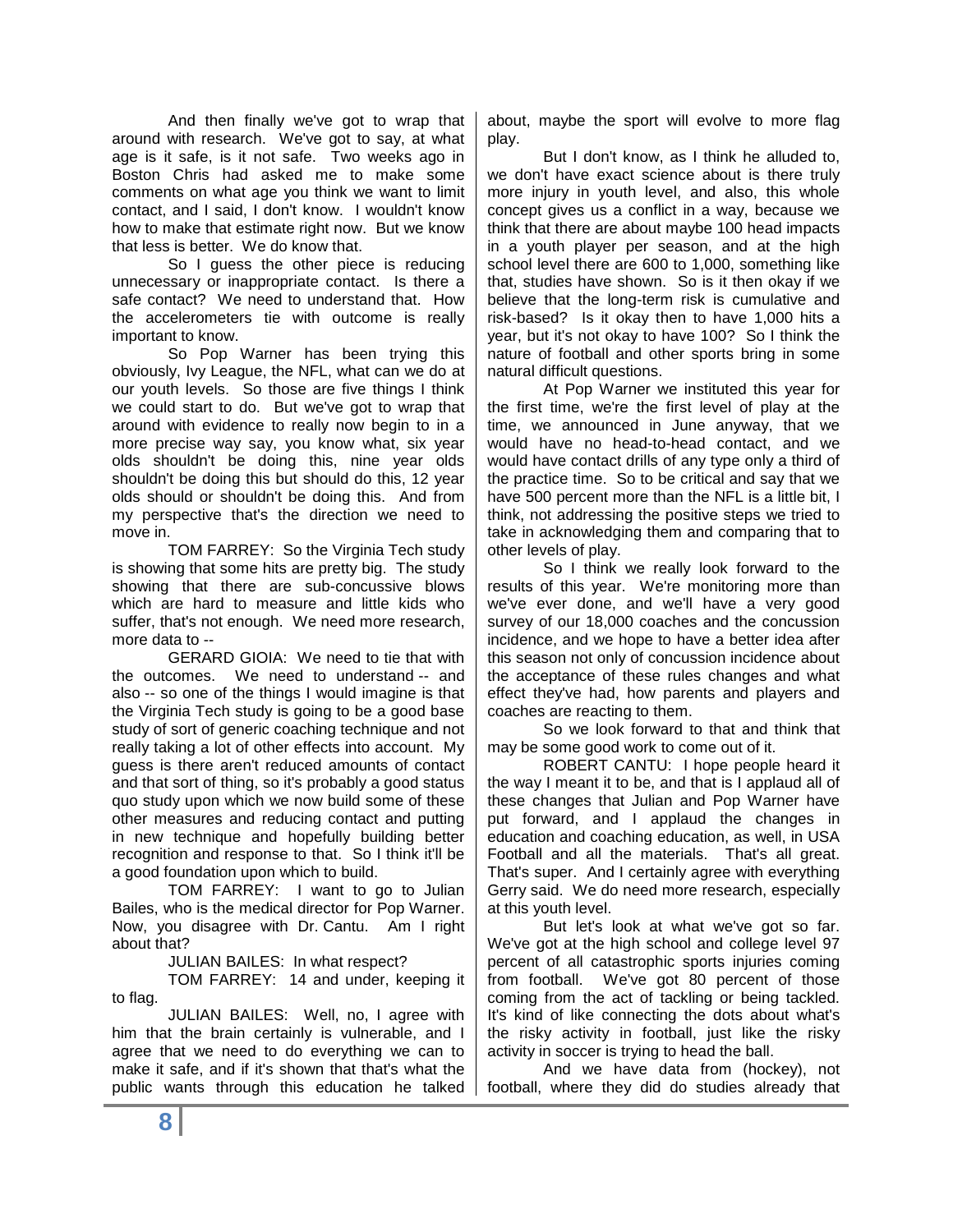And then finally we've got to wrap that around with research. We've got to say, at what age is it safe, is it not safe. Two weeks ago in Boston Chris had asked me to make some comments on what age you think we want to limit contact, and I said, I don't know. I wouldn't know how to make that estimate right now. But we know that less is better. We do know that.

So I guess the other piece is reducing unnecessary or inappropriate contact. Is there a safe contact? We need to understand that. How the accelerometers tie with outcome is really important to know.

So Pop Warner has been trying this obviously, Ivy League, the NFL, what can we do at our youth levels. So those are five things I think we could start to do. But we've got to wrap that around with evidence to really now begin to in a more precise way say, you know what, six year olds shouldn't be doing this, nine year olds shouldn't be doing this but should do this, 12 year olds should or shouldn't be doing this. And from my perspective that's the direction we need to move in.

TOM FARREY: So the Virginia Tech study is showing that some hits are pretty big. The study showing that there are sub-concussive blows which are hard to measure and little kids who suffer, that's not enough. We need more research, more data to --

GERARD GIOIA: We need to tie that with the outcomes. We need to understand -- and also -- so one of the things I would imagine is that the Virginia Tech study is going to be a good base study of sort of generic coaching technique and not really taking a lot of other effects into account. My guess is there aren't reduced amounts of contact and that sort of thing, so it's probably a good status quo study upon which we now build some of these other measures and reducing contact and putting in new technique and hopefully building better recognition and response to that. So I think it'll be a good foundation upon which to build.

TOM FARREY: I want to go to Julian Bailes, who is the medical director for Pop Warner. Now, you disagree with Dr. Cantu. Am I right about that?

JULIAN BAILES: In what respect?

TOM FARREY: 14 and under, keeping it to flag.

JULIAN BAILES: Well, no, I agree with him that the brain certainly is vulnerable, and I agree that we need to do everything we can to make it safe, and if it's shown that that's what the public wants through this education he talked about, maybe the sport will evolve to more flag play.

But I don't know, as I think he alluded to, we don't have exact science about is there truly more injury in youth level, and also, this whole concept gives us a conflict in a way, because we think that there are about maybe 100 head impacts in a youth player per season, and at the high school level there are 600 to 1,000, something like that, studies have shown. So is it then okay if we believe that the long-term risk is cumulative and risk-based? Is it okay then to have 1,000 hits a year, but it's not okay to have 100? So I think the nature of football and other sports bring in some natural difficult questions.

At Pop Warner we instituted this year for the first time, we're the first level of play at the time, we announced in June anyway, that we would have no head-to-head contact, and we would have contact drills of any type only a third of the practice time. So to be critical and say that we have 500 percent more than the NFL is a little bit, I think, not addressing the positive steps we tried to take in acknowledging them and comparing that to other levels of play.

So I think we really look forward to the results of this year. We're monitoring more than we've ever done, and we'll have a very good survey of our 18,000 coaches and the concussion incidence, and we hope to have a better idea after this season not only of concussion incidence about the acceptance of these rules changes and what effect they've had, how parents and players and coaches are reacting to them.

So we look forward to that and think that may be some good work to come out of it.

ROBERT CANTU: I hope people heard it the way I meant it to be, and that is I applaud all of these changes that Julian and Pop Warner have put forward, and I applaud the changes in education and coaching education, as well, in USA Football and all the materials. That's all great. That's super. And I certainly agree with everything Gerry said. We do need more research, especially at this youth level.

But let's look at what we've got so far. We've got at the high school and college level 97 percent of all catastrophic sports injuries coming from football. We've got 80 percent of those coming from the act of tackling or being tackled. It's kind of like connecting the dots about what's the risky activity in football, just like the risky activity in soccer is trying to head the ball.

And we have data from (hockey), not football, where they did do studies already that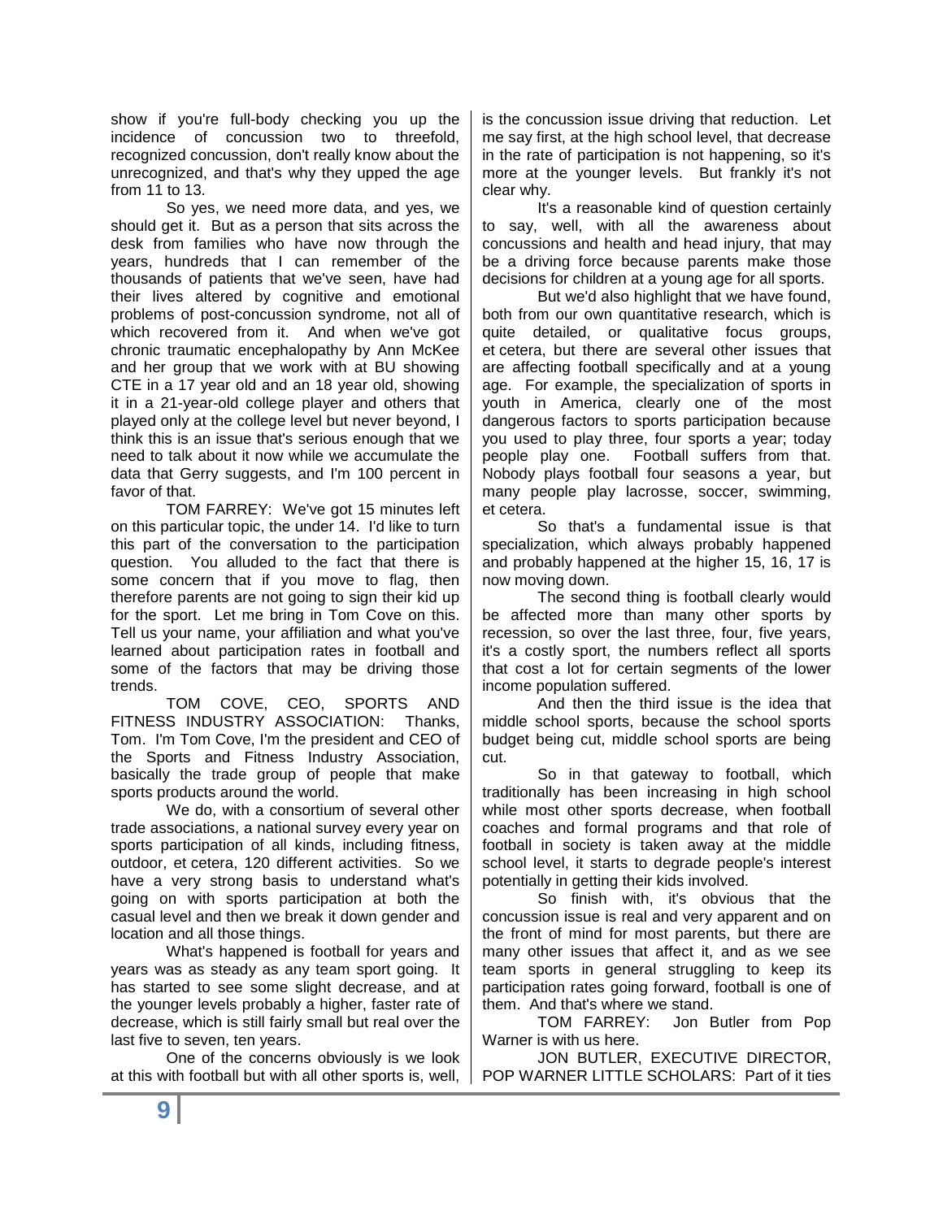show if you're full-body checking you up the incidence of concussion two to threefold, recognized concussion, don't really know about the unrecognized, and that's why they upped the age from 11 to 13.

So yes, we need more data, and yes, we should get it. But as a person that sits across the desk from families who have now through the years, hundreds that I can remember of the thousands of patients that we've seen, have had their lives altered by cognitive and emotional problems of post-concussion syndrome, not all of which recovered from it. And when we've got chronic traumatic encephalopathy by Ann McKee and her group that we work with at BU showing CTE in a 17 year old and an 18 year old, showing it in a 21-year-old college player and others that played only at the college level but never beyond, I think this is an issue that's serious enough that we need to talk about it now while we accumulate the data that Gerry suggests, and I'm 100 percent in favor of that.

TOM FARREY: We've got 15 minutes left on this particular topic, the under 14. I'd like to turn this part of the conversation to the participation question. You alluded to the fact that there is some concern that if you move to flag, then therefore parents are not going to sign their kid up for the sport. Let me bring in Tom Cove on this. Tell us your name, your affiliation and what you've learned about participation rates in football and some of the factors that may be driving those trends.

TOM COVE, CEO, SPORTS AND FITNESS INDUSTRY ASSOCIATION: Thanks, Tom. I'm Tom Cove, I'm the president and CEO of the Sports and Fitness Industry Association, basically the trade group of people that make sports products around the world.

We do, with a consortium of several other trade associations, a national survey every year on sports participation of all kinds, including fitness, outdoor, et cetera, 120 different activities. So we have a very strong basis to understand what's going on with sports participation at both the casual level and then we break it down gender and location and all those things.

What's happened is football for years and years was as steady as any team sport going. It has started to see some slight decrease, and at the younger levels probably a higher, faster rate of decrease, which is still fairly small but real over the last five to seven, ten years.

One of the concerns obviously is we look at this with football but with all other sports is, well, is the concussion issue driving that reduction. Let me say first, at the high school level, that decrease in the rate of participation is not happening, so it's more at the younger levels. But frankly it's not clear why.

It's a reasonable kind of question certainly to say, well, with all the awareness about concussions and health and head injury, that may be a driving force because parents make those decisions for children at a young age for all sports.

But we'd also highlight that we have found, both from our own quantitative research, which is quite detailed, or qualitative focus groups, et cetera, but there are several other issues that are affecting football specifically and at a young age. For example, the specialization of sports in youth in America, clearly one of the most dangerous factors to sports participation because you used to play three, four sports a year; today people play one. Football suffers from that. Nobody plays football four seasons a year, but many people play lacrosse, soccer, swimming, et cetera.

So that's a fundamental issue is that specialization, which always probably happened and probably happened at the higher 15, 16, 17 is now moving down.

The second thing is football clearly would be affected more than many other sports by recession, so over the last three, four, five years, it's a costly sport, the numbers reflect all sports that cost a lot for certain segments of the lower income population suffered.

And then the third issue is the idea that middle school sports, because the school sports budget being cut, middle school sports are being cut.

So in that gateway to football, which traditionally has been increasing in high school while most other sports decrease, when football coaches and formal programs and that role of football in society is taken away at the middle school level, it starts to degrade people's interest potentially in getting their kids involved.

So finish with, it's obvious that the concussion issue is real and very apparent and on the front of mind for most parents, but there are many other issues that affect it, and as we see team sports in general struggling to keep its participation rates going forward, football is one of them. And that's where we stand.

TOM FARREY: Jon Butler from Pop Warner is with us here.

JON BUTLER, EXECUTIVE DIRECTOR, POP WARNER LITTLE SCHOLARS: Part of it ties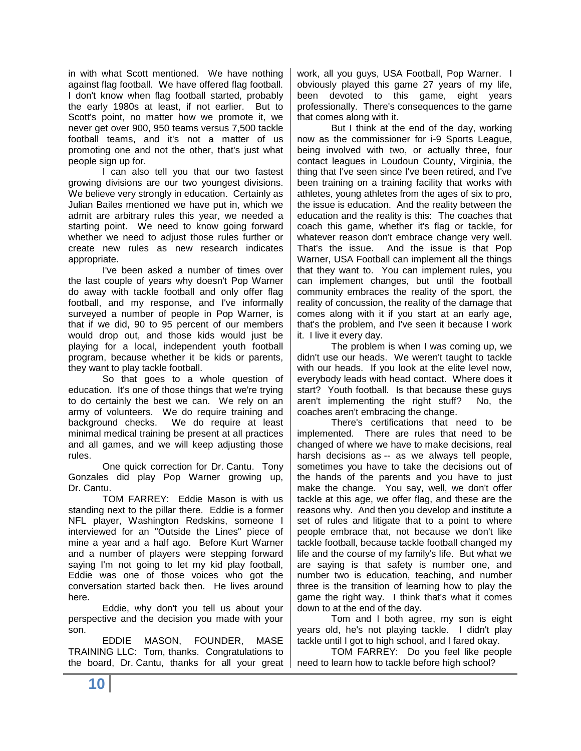in with what Scott mentioned. We have nothing against flag football. We have offered flag football. I don't know when flag football started, probably the early 1980s at least, if not earlier. But to Scott's point, no matter how we promote it, we never get over 900, 950 teams versus 7,500 tackle football teams, and it's not a matter of us promoting one and not the other, that's just what people sign up for.

I can also tell you that our two fastest growing divisions are our two youngest divisions. We believe very strongly in education. Certainly as Julian Bailes mentioned we have put in, which we admit are arbitrary rules this year, we needed a starting point. We need to know going forward whether we need to adjust those rules further or create new rules as new research indicates appropriate.

I've been asked a number of times over the last couple of years why doesn't Pop Warner do away with tackle football and only offer flag football, and my response, and I've informally surveyed a number of people in Pop Warner, is that if we did, 90 to 95 percent of our members would drop out, and those kids would just be playing for a local, independent youth football program, because whether it be kids or parents, they want to play tackle football.

So that goes to a whole question of education. It's one of those things that we're trying to do certainly the best we can. We rely on an army of volunteers. We do require training and background checks. We do require at least minimal medical training be present at all practices and all games, and we will keep adjusting those rules.

One quick correction for Dr. Cantu. Tony Gonzales did play Pop Warner growing up, Dr. Cantu.

TOM FARREY: Eddie Mason is with us standing next to the pillar there. Eddie is a former NFL player, Washington Redskins, someone I interviewed for an "Outside the Lines" piece of mine a year and a half ago. Before Kurt Warner and a number of players were stepping forward saying I'm not going to let my kid play football, Eddie was one of those voices who got the conversation started back then. He lives around here.

Eddie, why don't you tell us about your perspective and the decision you made with your son.

EDDIE MASON, FOUNDER, MASE TRAINING LLC: Tom, thanks. Congratulations to the board, Dr. Cantu, thanks for all your great work, all you guys, USA Football, Pop Warner. I obviously played this game 27 years of my life, been devoted to this game, eight years professionally. There's consequences to the game that comes along with it.

But I think at the end of the day, working now as the commissioner for i-9 Sports League, being involved with two, or actually three, four contact leagues in Loudoun County, Virginia, the thing that I've seen since I've been retired, and I've been training on a training facility that works with athletes, young athletes from the ages of six to pro, the issue is education. And the reality between the education and the reality is this: The coaches that coach this game, whether it's flag or tackle, for whatever reason don't embrace change very well. That's the issue. And the issue is that Pop Warner, USA Football can implement all the things that they want to. You can implement rules, you can implement changes, but until the football community embraces the reality of the sport, the reality of concussion, the reality of the damage that comes along with it if you start at an early age, that's the problem, and I've seen it because I work it. I live it every day.

The problem is when I was coming up, we didn't use our heads. We weren't taught to tackle with our heads. If you look at the elite level now, everybody leads with head contact. Where does it start? Youth football. Is that because these guys aren't implementing the right stuff? No, the coaches aren't embracing the change.

There's certifications that need to be implemented. There are rules that need to be changed of where we have to make decisions, real harsh decisions as -- as we always tell people, sometimes you have to take the decisions out of the hands of the parents and you have to just make the change. You say, well, we don't offer tackle at this age, we offer flag, and these are the reasons why. And then you develop and institute a set of rules and litigate that to a point to where people embrace that, not because we don't like tackle football, because tackle football changed my life and the course of my family's life. But what we are saying is that safety is number one, and number two is education, teaching, and number three is the transition of learning how to play the game the right way. I think that's what it comes down to at the end of the day.

Tom and I both agree, my son is eight years old, he's not playing tackle. I didn't play tackle until I got to high school, and I fared okay.

TOM FARREY: Do you feel like people need to learn how to tackle before high school?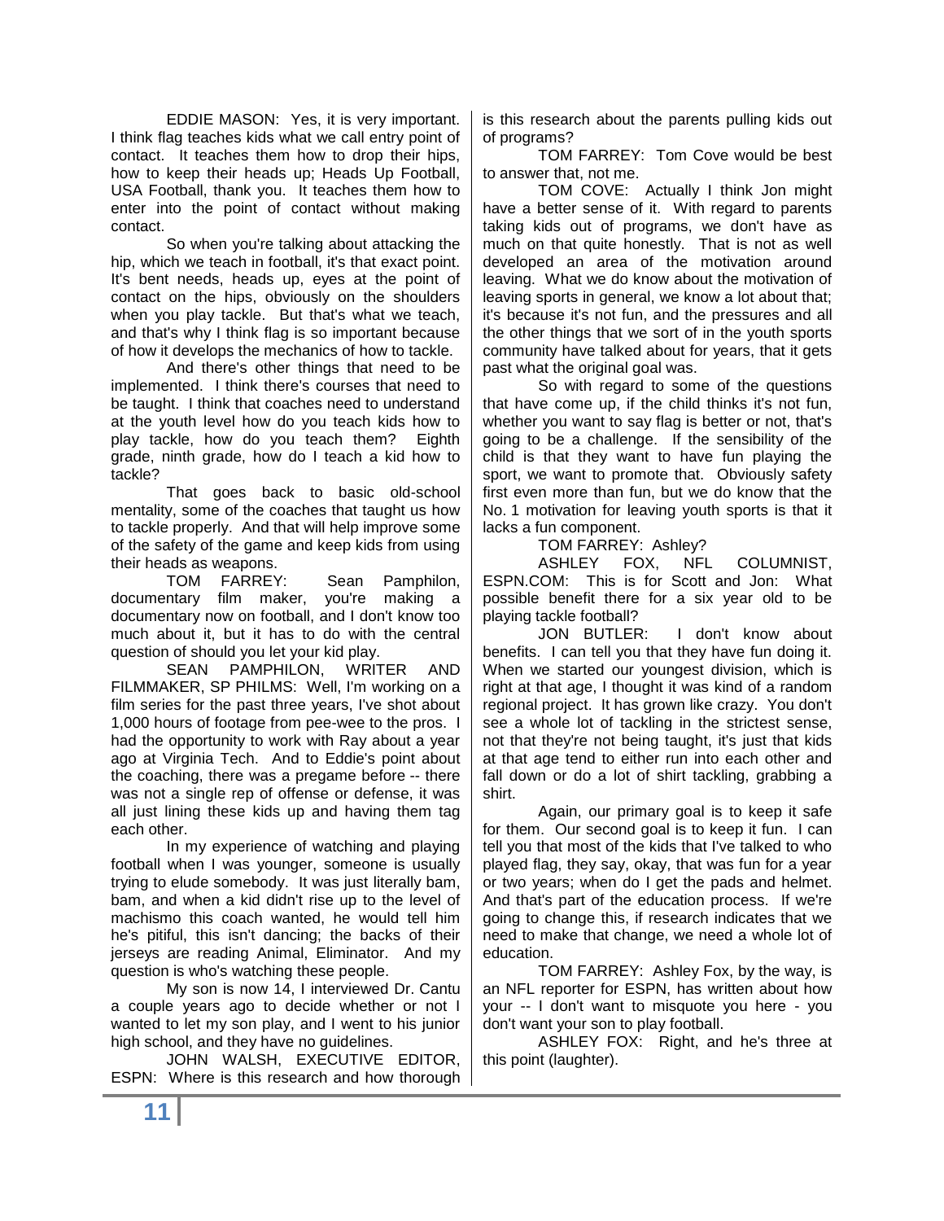EDDIE MASON: Yes, it is very important. I think flag teaches kids what we call entry point of contact. It teaches them how to drop their hips, how to keep their heads up; Heads Up Football, USA Football, thank you. It teaches them how to enter into the point of contact without making contact.

So when you're talking about attacking the hip, which we teach in football, it's that exact point. It's bent needs, heads up, eyes at the point of contact on the hips, obviously on the shoulders when you play tackle. But that's what we teach, and that's why I think flag is so important because of how it develops the mechanics of how to tackle.

And there's other things that need to be implemented. I think there's courses that need to be taught. I think that coaches need to understand at the youth level how do you teach kids how to play tackle, how do you teach them? Eighth grade, ninth grade, how do I teach a kid how to tackle?

That goes back to basic old-school mentality, some of the coaches that taught us how to tackle properly. And that will help improve some of the safety of the game and keep kids from using their heads as weapons.

TOM FARREY: Sean Pamphilon, documentary film maker, you're making a documentary now on football, and I don't know too much about it, but it has to do with the central question of should you let your kid play.

SEAN PAMPHILON, WRITER AND FILMMAKER, SP PHILMS: Well, I'm working on a film series for the past three years, I've shot about 1,000 hours of footage from pee-wee to the pros. I had the opportunity to work with Ray about a year ago at Virginia Tech. And to Eddie's point about the coaching, there was a pregame before -- there was not a single rep of offense or defense, it was all just lining these kids up and having them tag each other.

In my experience of watching and playing football when I was younger, someone is usually trying to elude somebody. It was just literally bam, bam, and when a kid didn't rise up to the level of machismo this coach wanted, he would tell him he's pitiful, this isn't dancing; the backs of their jerseys are reading Animal, Eliminator. And my question is who's watching these people.

My son is now 14, I interviewed Dr. Cantu a couple years ago to decide whether or not I wanted to let my son play, and I went to his junior high school, and they have no guidelines.

JOHN WALSH, EXECUTIVE EDITOR, ESPN: Where is this research and how thorough is this research about the parents pulling kids out of programs?

TOM FARREY: Tom Cove would be best to answer that, not me.

TOM COVE: Actually I think Jon might have a better sense of it. With regard to parents taking kids out of programs, we don't have as much on that quite honestly. That is not as well developed an area of the motivation around leaving. What we do know about the motivation of leaving sports in general, we know a lot about that; it's because it's not fun, and the pressures and all the other things that we sort of in the youth sports community have talked about for years, that it gets past what the original goal was.

So with regard to some of the questions that have come up, if the child thinks it's not fun, whether you want to say flag is better or not, that's going to be a challenge. If the sensibility of the child is that they want to have fun playing the sport, we want to promote that. Obviously safety first even more than fun, but we do know that the No. 1 motivation for leaving youth sports is that it lacks a fun component.

TOM FARREY: Ashley?

ASHLEY FOX, NFL COLUMNIST, ESPN.COM: This is for Scott and Jon: What possible benefit there for a six year old to be playing tackle football?

JON BUTLER: I don't know about benefits. I can tell you that they have fun doing it. When we started our youngest division, which is right at that age, I thought it was kind of a random regional project. It has grown like crazy. You don't see a whole lot of tackling in the strictest sense, not that they're not being taught, it's just that kids at that age tend to either run into each other and fall down or do a lot of shirt tackling, grabbing a shirt.

Again, our primary goal is to keep it safe for them. Our second goal is to keep it fun. I can tell you that most of the kids that I've talked to who played flag, they say, okay, that was fun for a year or two years; when do I get the pads and helmet. And that's part of the education process. If we're going to change this, if research indicates that we need to make that change, we need a whole lot of education.

TOM FARREY: Ashley Fox, by the way, is an NFL reporter for ESPN, has written about how your -- I don't want to misquote you here - you don't want your son to play football.

ASHLEY FOX: Right, and he's three at this point (laughter).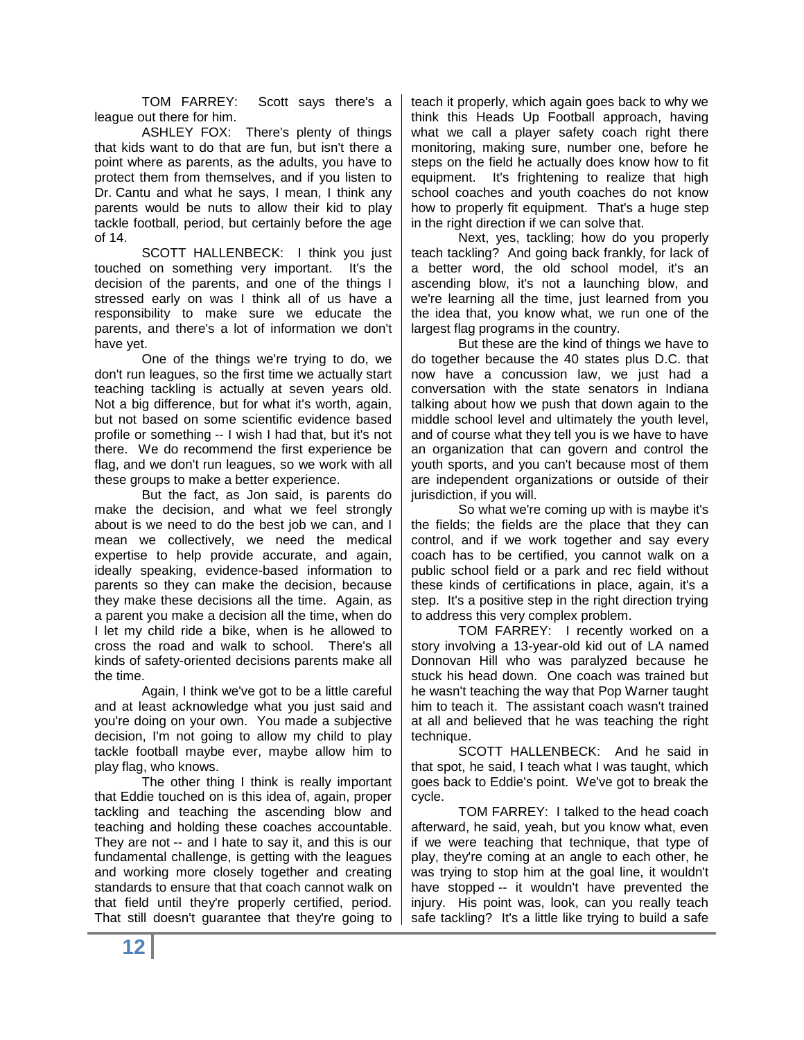TOM FARREY: Scott says there's a league out there for him.

ASHLEY FOX: There's plenty of things that kids want to do that are fun, but isn't there a point where as parents, as the adults, you have to protect them from themselves, and if you listen to Dr. Cantu and what he says, I mean, I think any parents would be nuts to allow their kid to play tackle football, period, but certainly before the age of 14.

SCOTT HALLENBECK: I think you just touched on something very important. It's the decision of the parents, and one of the things I stressed early on was I think all of us have a responsibility to make sure we educate the parents, and there's a lot of information we don't have yet.

One of the things we're trying to do, we don't run leagues, so the first time we actually start teaching tackling is actually at seven years old. Not a big difference, but for what it's worth, again, but not based on some scientific evidence based profile or something -- I wish I had that, but it's not there. We do recommend the first experience be flag, and we don't run leagues, so we work with all these groups to make a better experience.

But the fact, as Jon said, is parents do make the decision, and what we feel strongly about is we need to do the best job we can, and I mean we collectively, we need the medical expertise to help provide accurate, and again, ideally speaking, evidence-based information to parents so they can make the decision, because they make these decisions all the time. Again, as a parent you make a decision all the time, when do I let my child ride a bike, when is he allowed to cross the road and walk to school. There's all kinds of safety-oriented decisions parents make all the time.

Again, I think we've got to be a little careful and at least acknowledge what you just said and you're doing on your own. You made a subjective decision, I'm not going to allow my child to play tackle football maybe ever, maybe allow him to play flag, who knows.

The other thing I think is really important that Eddie touched on is this idea of, again, proper tackling and teaching the ascending blow and teaching and holding these coaches accountable. They are not -- and I hate to say it, and this is our fundamental challenge, is getting with the leagues and working more closely together and creating standards to ensure that that coach cannot walk on that field until they're properly certified, period. That still doesn't guarantee that they're going to teach it properly, which again goes back to why we think this Heads Up Football approach, having what we call a player safety coach right there monitoring, making sure, number one, before he steps on the field he actually does know how to fit equipment. It's frightening to realize that high school coaches and youth coaches do not know how to properly fit equipment. That's a huge step in the right direction if we can solve that.

Next, yes, tackling; how do you properly teach tackling? And going back frankly, for lack of a better word, the old school model, it's an ascending blow, it's not a launching blow, and we're learning all the time, just learned from you the idea that, you know what, we run one of the largest flag programs in the country.

But these are the kind of things we have to do together because the 40 states plus D.C. that now have a concussion law, we just had a conversation with the state senators in Indiana talking about how we push that down again to the middle school level and ultimately the youth level, and of course what they tell you is we have to have an organization that can govern and control the youth sports, and you can't because most of them are independent organizations or outside of their jurisdiction, if you will.

So what we're coming up with is maybe it's the fields; the fields are the place that they can control, and if we work together and say every coach has to be certified, you cannot walk on a public school field or a park and rec field without these kinds of certifications in place, again, it's a step. It's a positive step in the right direction trying to address this very complex problem.

TOM FARREY: I recently worked on a story involving a 13-year-old kid out of LA named Donnovan Hill who was paralyzed because he stuck his head down. One coach was trained but he wasn't teaching the way that Pop Warner taught him to teach it. The assistant coach wasn't trained at all and believed that he was teaching the right technique.

SCOTT HALLENBECK: And he said in that spot, he said, I teach what I was taught, which goes back to Eddie's point. We've got to break the cycle.

TOM FARREY: I talked to the head coach afterward, he said, yeah, but you know what, even if we were teaching that technique, that type of play, they're coming at an angle to each other, he was trying to stop him at the goal line, it wouldn't have stopped -- it wouldn't have prevented the injury. His point was, look, can you really teach safe tackling? It's a little like trying to build a safe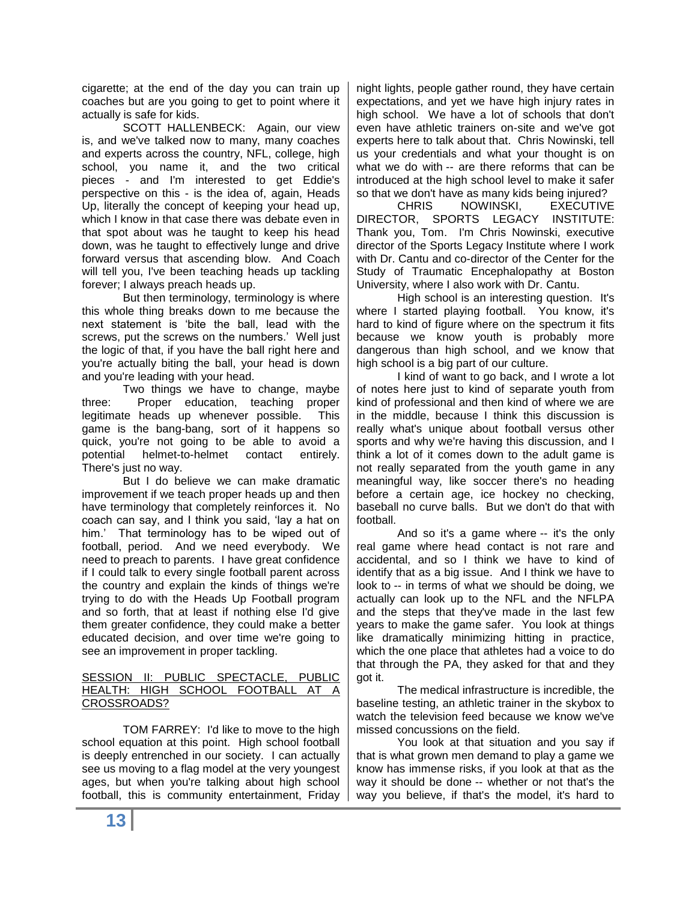cigarette; at the end of the day you can train up coaches but are you going to get to point where it actually is safe for kids.

SCOTT HALLENBECK: Again, our view is, and we've talked now to many, many coaches and experts across the country, NFL, college, high school, you name it, and the two critical pieces - and I'm interested to get Eddie's perspective on this - is the idea of, again, Heads Up, literally the concept of keeping your head up, which I know in that case there was debate even in that spot about was he taught to keep his head down, was he taught to effectively lunge and drive forward versus that ascending blow. And Coach will tell you, I've been teaching heads up tackling forever; I always preach heads up.

But then terminology, terminology is where this whole thing breaks down to me because the next statement is 'bite the ball, lead with the screws, put the screws on the numbers.' Well just the logic of that, if you have the ball right here and you're actually biting the ball, your head is down and you're leading with your head.

Two things we have to change, maybe three: Proper education, teaching proper legitimate heads up whenever possible. This game is the bang-bang, sort of it happens so quick, you're not going to be able to avoid a potential helmet-to-helmet contact entirely. There's just no way.

But I do believe we can make dramatic improvement if we teach proper heads up and then have terminology that completely reinforces it. No coach can say, and I think you said, 'lay a hat on him.' That terminology has to be wiped out of football, period. And we need everybody. We need to preach to parents. I have great confidence if I could talk to every single football parent across the country and explain the kinds of things we're trying to do with the Heads Up Football program and so forth, that at least if nothing else I'd give them greater confidence, they could make a better educated decision, and over time we're going to see an improvement in proper tackling.

## SESSION II: PUBLIC SPECTACLE, PUBLIC HEALTH: HIGH SCHOOL FOOTBALL AT A CROSSROADS?

TOM FARREY: I'd like to move to the high school equation at this point. High school football is deeply entrenched in our society. I can actually see us moving to a flag model at the very youngest ages, but when you're talking about high school football, this is community entertainment, Friday night lights, people gather round, they have certain expectations, and yet we have high injury rates in high school. We have a lot of schools that don't even have athletic trainers on-site and we've got experts here to talk about that. Chris Nowinski, tell us your credentials and what your thought is on what we do with -- are there reforms that can be introduced at the high school level to make it safer so that we don't have as many kids being injured?

CHRIS NOWINSKI, EXECUTIVE DIRECTOR, SPORTS LEGACY INSTITUTE: Thank you, Tom. I'm Chris Nowinski, executive director of the Sports Legacy Institute where I work with Dr. Cantu and co-director of the Center for the Study of Traumatic Encephalopathy at Boston University, where I also work with Dr. Cantu.

High school is an interesting question. It's where I started playing football. You know, it's hard to kind of figure where on the spectrum it fits because we know youth is probably more dangerous than high school, and we know that high school is a big part of our culture.

I kind of want to go back, and I wrote a lot of notes here just to kind of separate youth from kind of professional and then kind of where we are in the middle, because I think this discussion is really what's unique about football versus other sports and why we're having this discussion, and I think a lot of it comes down to the adult game is not really separated from the youth game in any meaningful way, like soccer there's no heading before a certain age, ice hockey no checking, baseball no curve balls. But we don't do that with football.

And so it's a game where -- it's the only real game where head contact is not rare and accidental, and so I think we have to kind of identify that as a big issue. And I think we have to look to -- in terms of what we should be doing, we actually can look up to the NFL and the NFLPA and the steps that they've made in the last few years to make the game safer. You look at things like dramatically minimizing hitting in practice, which the one place that athletes had a voice to do that through the PA, they asked for that and they got it.

The medical infrastructure is incredible, the baseline testing, an athletic trainer in the skybox to watch the television feed because we know we've missed concussions on the field.

You look at that situation and you say if that is what grown men demand to play a game we know has immense risks, if you look at that as the way it should be done -- whether or not that's the way you believe, if that's the model, it's hard to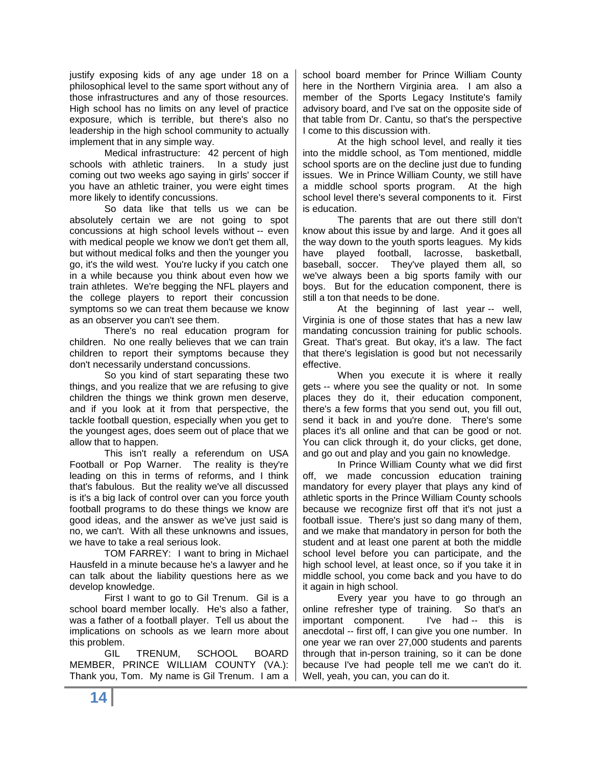justify exposing kids of any age under 18 on a philosophical level to the same sport without any of those infrastructures and any of those resources. High school has no limits on any level of practice exposure, which is terrible, but there's also no leadership in the high school community to actually implement that in any simple way.

Medical infrastructure: 42 percent of high schools with athletic trainers. In a study just coming out two weeks ago saying in girls' soccer if you have an athletic trainer, you were eight times more likely to identify concussions.

So data like that tells us we can be absolutely certain we are not going to spot concussions at high school levels without -- even with medical people we know we don't get them all, but without medical folks and then the younger you go, it's the wild west. You're lucky if you catch one in a while because you think about even how we train athletes. We're begging the NFL players and the college players to report their concussion symptoms so we can treat them because we know as an observer you can't see them.

There's no real education program for children. No one really believes that we can train children to report their symptoms because they don't necessarily understand concussions.

So you kind of start separating these two things, and you realize that we are refusing to give children the things we think grown men deserve, and if you look at it from that perspective, the tackle football question, especially when you get to the youngest ages, does seem out of place that we allow that to happen.

This isn't really a referendum on USA Football or Pop Warner. The reality is they're leading on this in terms of reforms, and I think that's fabulous. But the reality we've all discussed is it's a big lack of control over can you force youth football programs to do these things we know are good ideas, and the answer as we've just said is no, we can't. With all these unknowns and issues, we have to take a real serious look.

TOM FARREY: I want to bring in Michael Hausfeld in a minute because he's a lawyer and he can talk about the liability questions here as we develop knowledge.

First I want to go to Gil Trenum. Gil is a school board member locally. He's also a father, was a father of a football player. Tell us about the implications on schools as we learn more about this problem.

GIL TRENUM, SCHOOL BOARD MEMBER, PRINCE WILLIAM COUNTY (VA.): Thank you, Tom. My name is Gil Trenum. I am a school board member for Prince William County here in the Northern Virginia area. I am also a member of the Sports Legacy Institute's family advisory board, and I've sat on the opposite side of that table from Dr. Cantu, so that's the perspective I come to this discussion with.

At the high school level, and really it ties into the middle school, as Tom mentioned, middle school sports are on the decline just due to funding issues. We in Prince William County, we still have a middle school sports program. At the high school level there's several components to it. First is education.

The parents that are out there still don't know about this issue by and large. And it goes all the way down to the youth sports leagues. My kids have played football, lacrosse, basketball, baseball, soccer. They've played them all, so we've always been a big sports family with our boys. But for the education component, there is still a ton that needs to be done.

At the beginning of last year -- well, Virginia is one of those states that has a new law mandating concussion training for public schools. Great. That's great. But okay, it's a law. The fact that there's legislation is good but not necessarily effective.

When you execute it is where it really gets -- where you see the quality or not. In some places they do it, their education component, there's a few forms that you send out, you fill out, send it back in and you're done. There's some places it's all online and that can be good or not. You can click through it, do your clicks, get done, and go out and play and you gain no knowledge.

In Prince William County what we did first off, we made concussion education training mandatory for every player that plays any kind of athletic sports in the Prince William County schools because we recognize first off that it's not just a football issue. There's just so dang many of them, and we make that mandatory in person for both the student and at least one parent at both the middle school level before you can participate, and the high school level, at least once, so if you take it in middle school, you come back and you have to do it again in high school.

Every year you have to go through an online refresher type of training. So that's an important component. I've had -- this is anecdotal -- first off, I can give you one number. In one year we ran over 27,000 students and parents through that in-person training, so it can be done because I've had people tell me we can't do it. Well, yeah, you can, you can do it.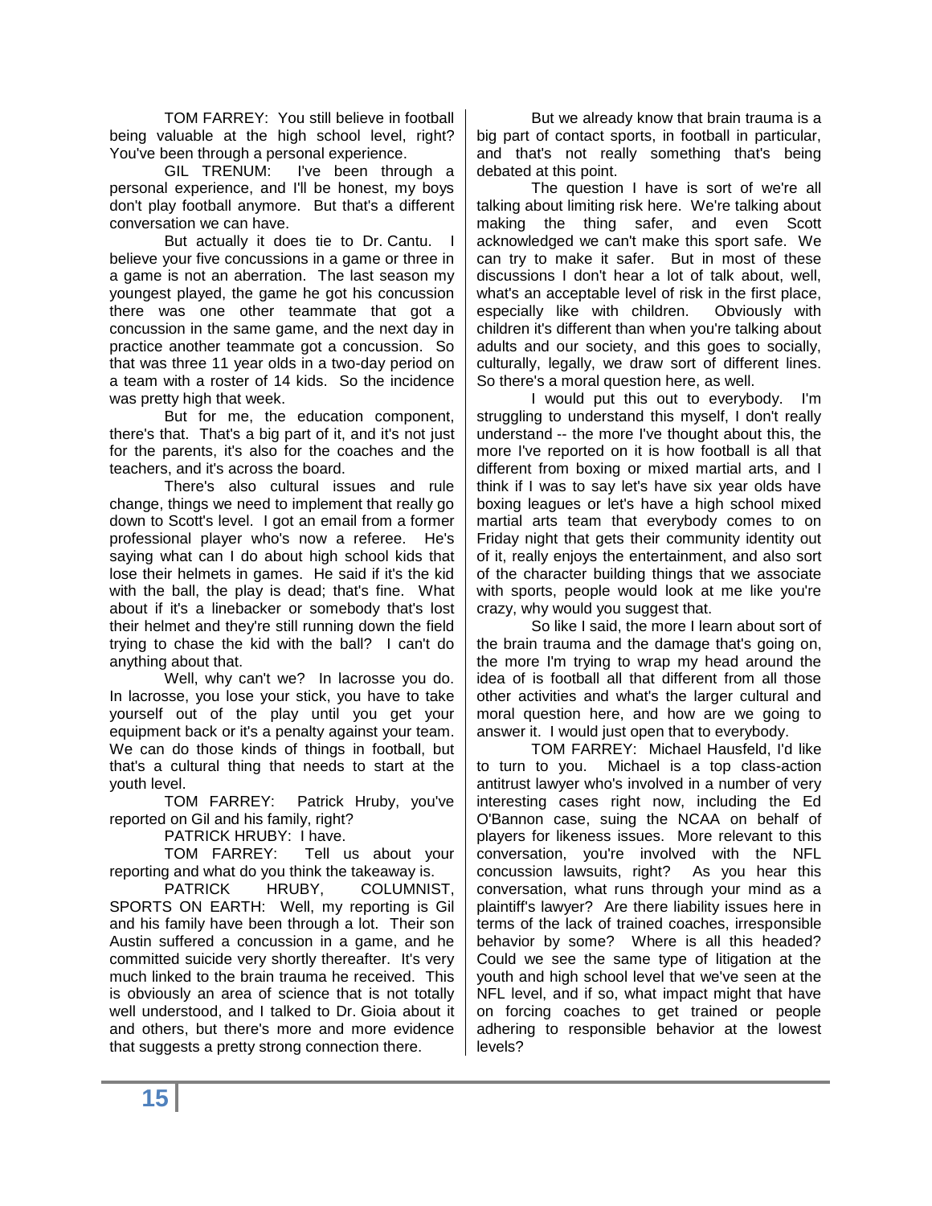TOM FARREY: You still believe in football being valuable at the high school level, right? You've been through a personal experience.

GIL TRENUM: I've been through a personal experience, and I'll be honest, my boys don't play football anymore. But that's a different conversation we can have.

But actually it does tie to Dr. Cantu. I believe your five concussions in a game or three in a game is not an aberration. The last season my youngest played, the game he got his concussion there was one other teammate that got a concussion in the same game, and the next day in practice another teammate got a concussion. So that was three 11 year olds in a two-day period on a team with a roster of 14 kids. So the incidence was pretty high that week.

But for me, the education component, there's that. That's a big part of it, and it's not just for the parents, it's also for the coaches and the teachers, and it's across the board.

There's also cultural issues and rule change, things we need to implement that really go down to Scott's level. I got an email from a former professional player who's now a referee. He's saying what can I do about high school kids that lose their helmets in games. He said if it's the kid with the ball, the play is dead; that's fine. What about if it's a linebacker or somebody that's lost their helmet and they're still running down the field trying to chase the kid with the ball? I can't do anything about that.

Well, why can't we? In lacrosse you do. In lacrosse, you lose your stick, you have to take yourself out of the play until you get your equipment back or it's a penalty against your team. We can do those kinds of things in football, but that's a cultural thing that needs to start at the youth level.

TOM FARREY: Patrick Hruby, you've reported on Gil and his family, right?

PATRICK HRUBY: I have.

TOM FARREY: Tell us about your reporting and what do you think the takeaway is.

PATRICK HRUBY, COLUMNIST, SPORTS ON EARTH: Well, my reporting is Gil and his family have been through a lot. Their son Austin suffered a concussion in a game, and he committed suicide very shortly thereafter. It's very much linked to the brain trauma he received. This is obviously an area of science that is not totally well understood, and I talked to Dr. Gioia about it and others, but there's more and more evidence that suggests a pretty strong connection there.

But we already know that brain trauma is a big part of contact sports, in football in particular, and that's not really something that's being debated at this point.

The question I have is sort of we're all talking about limiting risk here. We're talking about making the thing safer, and even Scott acknowledged we can't make this sport safe. We can try to make it safer. But in most of these discussions I don't hear a lot of talk about, well, what's an acceptable level of risk in the first place, especially like with children. Obviously with children it's different than when you're talking about adults and our society, and this goes to socially, culturally, legally, we draw sort of different lines. So there's a moral question here, as well.

I would put this out to everybody. I'm struggling to understand this myself, I don't really understand -- the more I've thought about this, the more I've reported on it is how football is all that different from boxing or mixed martial arts, and I think if I was to say let's have six year olds have boxing leagues or let's have a high school mixed martial arts team that everybody comes to on Friday night that gets their community identity out of it, really enjoys the entertainment, and also sort of the character building things that we associate with sports, people would look at me like you're crazy, why would you suggest that.

So like I said, the more I learn about sort of the brain trauma and the damage that's going on, the more I'm trying to wrap my head around the idea of is football all that different from all those other activities and what's the larger cultural and moral question here, and how are we going to answer it. I would just open that to everybody.

TOM FARREY: Michael Hausfeld, I'd like to turn to you. Michael is a top class-action antitrust lawyer who's involved in a number of very interesting cases right now, including the Ed O'Bannon case, suing the NCAA on behalf of players for likeness issues. More relevant to this conversation, you're involved with the NFL concussion lawsuits, right? As you hear this conversation, what runs through your mind as a plaintiff's lawyer? Are there liability issues here in terms of the lack of trained coaches, irresponsible behavior by some? Where is all this headed? Could we see the same type of litigation at the youth and high school level that we've seen at the NFL level, and if so, what impact might that have on forcing coaches to get trained or people adhering to responsible behavior at the lowest levels?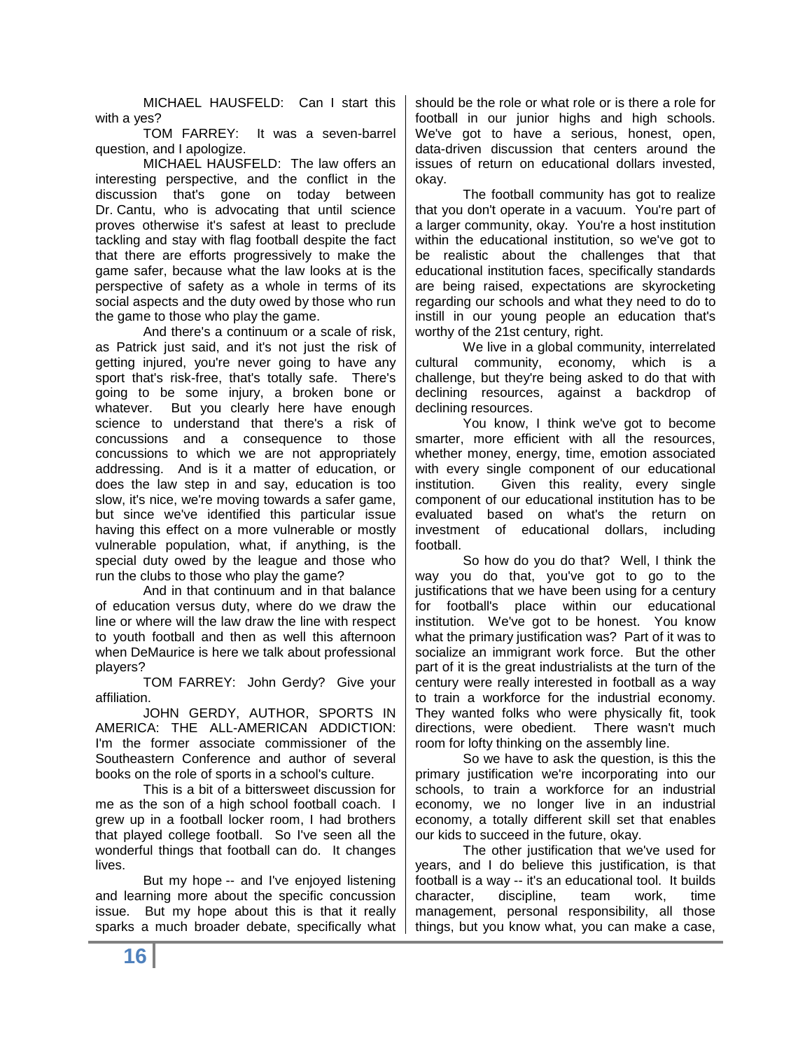MICHAEL HAUSFELD: Can I start this with a yes?

TOM FARREY: It was a seven-barrel question, and I apologize.

MICHAEL HAUSFELD: The law offers an interesting perspective, and the conflict in the discussion that's gone on today between Dr. Cantu, who is advocating that until science proves otherwise it's safest at least to preclude tackling and stay with flag football despite the fact that there are efforts progressively to make the game safer, because what the law looks at is the perspective of safety as a whole in terms of its social aspects and the duty owed by those who run the game to those who play the game.

And there's a continuum or a scale of risk, as Patrick just said, and it's not just the risk of getting injured, you're never going to have any sport that's risk-free, that's totally safe. There's going to be some injury, a broken bone or whatever. But you clearly here have enough science to understand that there's a risk of concussions and a consequence to those concussions to which we are not appropriately addressing. And is it a matter of education, or does the law step in and say, education is too slow, it's nice, we're moving towards a safer game, but since we've identified this particular issue having this effect on a more vulnerable or mostly vulnerable population, what, if anything, is the special duty owed by the league and those who run the clubs to those who play the game?

And in that continuum and in that balance of education versus duty, where do we draw the line or where will the law draw the line with respect to youth football and then as well this afternoon when DeMaurice is here we talk about professional players?

TOM FARREY: John Gerdy? Give your affiliation.

JOHN GERDY, AUTHOR, SPORTS IN AMERICA: THE ALL-AMERICAN ADDICTION: I'm the former associate commissioner of the Southeastern Conference and author of several books on the role of sports in a school's culture.

This is a bit of a bittersweet discussion for me as the son of a high school football coach. I grew up in a football locker room, I had brothers that played college football. So I've seen all the wonderful things that football can do. It changes lives.

But my hope -- and I've enjoyed listening and learning more about the specific concussion issue. But my hope about this is that it really sparks a much broader debate, specifically what should be the role or what role or is there a role for football in our junior highs and high schools. We've got to have a serious, honest, open, data-driven discussion that centers around the issues of return on educational dollars invested, okay.

The football community has got to realize that you don't operate in a vacuum. You're part of a larger community, okay. You're a host institution within the educational institution, so we've got to be realistic about the challenges that that educational institution faces, specifically standards are being raised, expectations are skyrocketing regarding our schools and what they need to do to instill in our young people an education that's worthy of the 21st century, right.

We live in a global community, interrelated cultural community, economy, which is a challenge, but they're being asked to do that with declining resources, against a backdrop of declining resources.

You know, I think we've got to become smarter, more efficient with all the resources, whether money, energy, time, emotion associated with every single component of our educational institution. Given this reality, every single component of our educational institution has to be evaluated based on what's the return on investment of educational dollars, including football.

So how do you do that? Well, I think the way you do that, you've got to go to the justifications that we have been using for a century for football's place within our educational institution. We've got to be honest. You know what the primary justification was? Part of it was to socialize an immigrant work force. But the other part of it is the great industrialists at the turn of the century were really interested in football as a way to train a workforce for the industrial economy. They wanted folks who were physically fit, took directions, were obedient. There wasn't much room for lofty thinking on the assembly line.

So we have to ask the question, is this the primary justification we're incorporating into our schools, to train a workforce for an industrial economy, we no longer live in an industrial economy, a totally different skill set that enables our kids to succeed in the future, okay.

The other justification that we've used for years, and I do believe this justification, is that football is a way -- it's an educational tool. It builds character, discipline, team work, time management, personal responsibility, all those things, but you know what, you can make a case,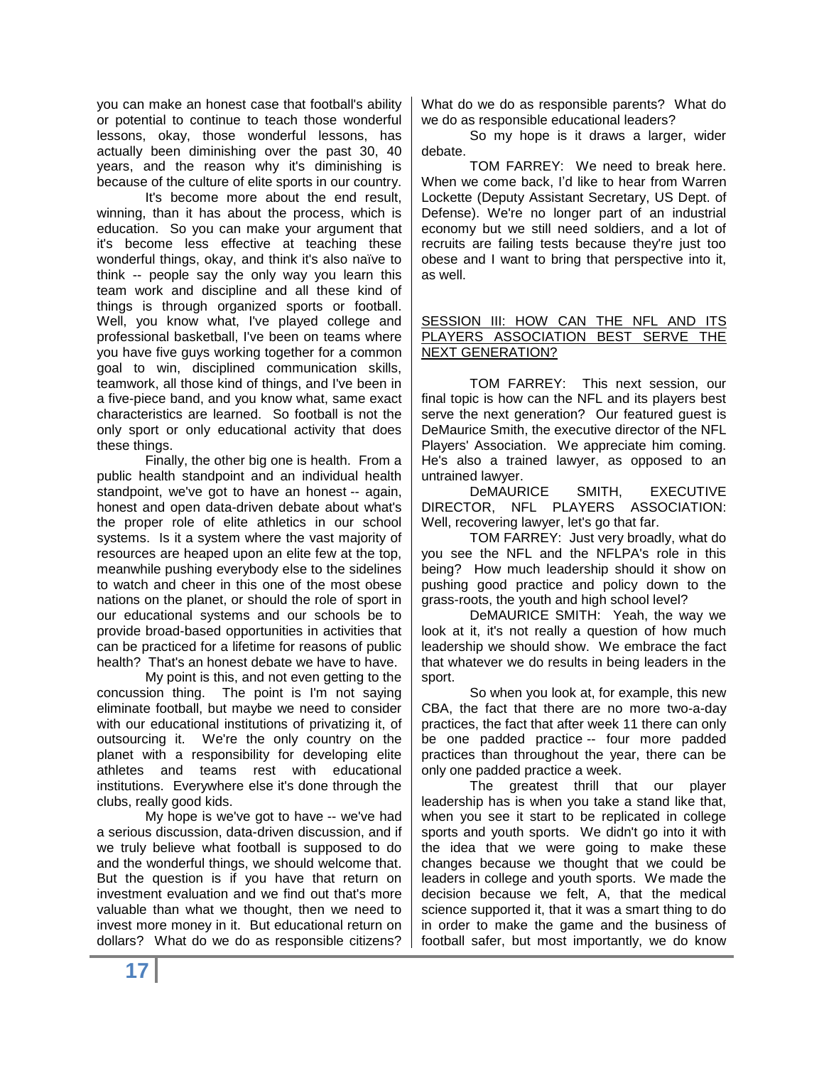you can make an honest case that football's ability or potential to continue to teach those wonderful lessons, okay, those wonderful lessons, has actually been diminishing over the past 30, 40 years, and the reason why it's diminishing is because of the culture of elite sports in our country.

It's become more about the end result, winning, than it has about the process, which is education. So you can make your argument that it's become less effective at teaching these wonderful things, okay, and think it's also naïve to think -- people say the only way you learn this team work and discipline and all these kind of things is through organized sports or football. Well, you know what, I've played college and professional basketball, I've been on teams where you have five guys working together for a common goal to win, disciplined communication skills, teamwork, all those kind of things, and I've been in a five-piece band, and you know what, same exact characteristics are learned. So football is not the only sport or only educational activity that does these things.

Finally, the other big one is health. From a public health standpoint and an individual health standpoint, we've got to have an honest -- again, honest and open data-driven debate about what's the proper role of elite athletics in our school systems. Is it a system where the vast majority of resources are heaped upon an elite few at the top, meanwhile pushing everybody else to the sidelines to watch and cheer in this one of the most obese nations on the planet, or should the role of sport in our educational systems and our schools be to provide broad-based opportunities in activities that can be practiced for a lifetime for reasons of public health? That's an honest debate we have to have.

My point is this, and not even getting to the concussion thing. The point is I'm not saying eliminate football, but maybe we need to consider with our educational institutions of privatizing it, of outsourcing it. We're the only country on the planet with a responsibility for developing elite athletes and teams rest with educational institutions. Everywhere else it's done through the clubs, really good kids.

My hope is we've got to have -- we've had a serious discussion, data-driven discussion, and if we truly believe what football is supposed to do and the wonderful things, we should welcome that. But the question is if you have that return on investment evaluation and we find out that's more valuable than what we thought, then we need to invest more money in it. But educational return on dollars? What do we do as responsible citizens? What do we do as responsible parents? What do we do as responsible educational leaders?

So my hope is it draws a larger, wider debate.

TOM FARREY: We need to break here. When we come back, I'd like to hear from Warren Lockette (Deputy Assistant Secretary, US Dept. of Defense). We're no longer part of an industrial economy but we still need soldiers, and a lot of recruits are failing tests because they're just too obese and I want to bring that perspective into it, as well.

## SESSION III: HOW CAN THE NFL AND ITS PLAYERS ASSOCIATION BEST SERVE THE NEXT GENERATION?

TOM FARREY: This next session, our final topic is how can the NFL and its players best serve the next generation? Our featured guest is DeMaurice Smith, the executive director of the NFL Players' Association. We appreciate him coming. He's also a trained lawyer, as opposed to an untrained lawyer.

DeMAURICE SMITH, EXECUTIVE DIRECTOR, NFL PLAYERS ASSOCIATION: Well, recovering lawyer, let's go that far.

TOM FARREY: Just very broadly, what do you see the NFL and the NFLPA's role in this being? How much leadership should it show on pushing good practice and policy down to the grass-roots, the youth and high school level?

DeMAURICE SMITH: Yeah, the way we look at it, it's not really a question of how much leadership we should show. We embrace the fact that whatever we do results in being leaders in the sport.

So when you look at, for example, this new CBA, the fact that there are no more two-a-day practices, the fact that after week 11 there can only be one padded practice -- four more padded practices than throughout the year, there can be only one padded practice a week.

The greatest thrill that our player leadership has is when you take a stand like that, when you see it start to be replicated in college sports and youth sports. We didn't go into it with the idea that we were going to make these changes because we thought that we could be leaders in college and youth sports. We made the decision because we felt, A, that the medical science supported it, that it was a smart thing to do in order to make the game and the business of football safer, but most importantly, we do know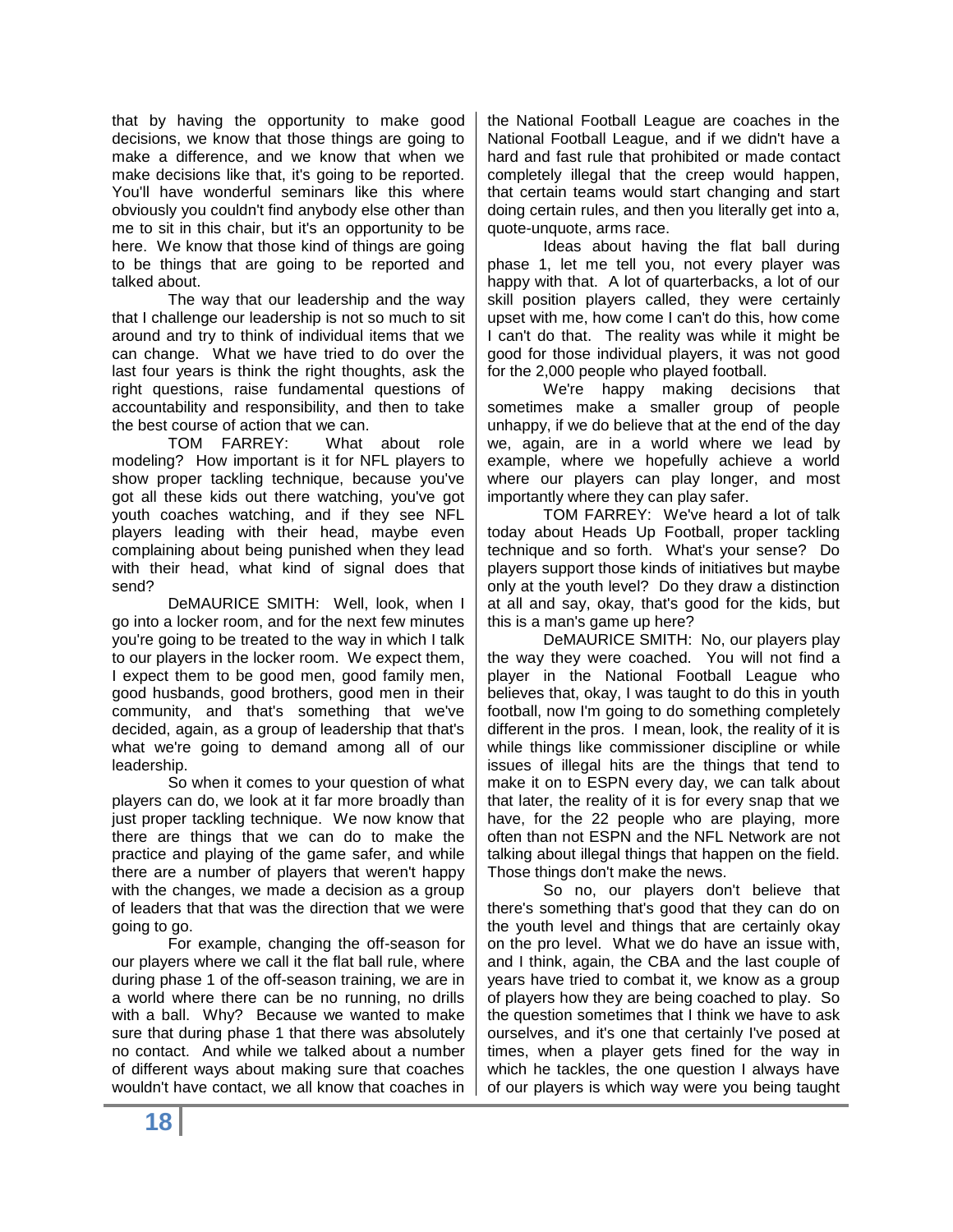that by having the opportunity to make good decisions, we know that those things are going to make a difference, and we know that when we make decisions like that, it's going to be reported. You'll have wonderful seminars like this where obviously you couldn't find anybody else other than me to sit in this chair, but it's an opportunity to be here. We know that those kind of things are going to be things that are going to be reported and talked about.

The way that our leadership and the way that I challenge our leadership is not so much to sit around and try to think of individual items that we can change. What we have tried to do over the last four years is think the right thoughts, ask the right questions, raise fundamental questions of accountability and responsibility, and then to take the best course of action that we can.

TOM FARREY: What about role modeling? How important is it for NFL players to show proper tackling technique, because you've got all these kids out there watching, you've got youth coaches watching, and if they see NFL players leading with their head, maybe even complaining about being punished when they lead with their head, what kind of signal does that send?

DeMAURICE SMITH: Well, look, when I go into a locker room, and for the next few minutes you're going to be treated to the way in which I talk to our players in the locker room. We expect them, I expect them to be good men, good family men, good husbands, good brothers, good men in their community, and that's something that we've decided, again, as a group of leadership that that's what we're going to demand among all of our leadership.

So when it comes to your question of what players can do, we look at it far more broadly than just proper tackling technique. We now know that there are things that we can do to make the practice and playing of the game safer, and while there are a number of players that weren't happy with the changes, we made a decision as a group of leaders that that was the direction that we were going to go.

For example, changing the off-season for our players where we call it the flat ball rule, where during phase 1 of the off-season training, we are in a world where there can be no running, no drills with a ball. Why? Because we wanted to make sure that during phase 1 that there was absolutely no contact. And while we talked about a number of different ways about making sure that coaches wouldn't have contact, we all know that coaches in the National Football League are coaches in the National Football League, and if we didn't have a hard and fast rule that prohibited or made contact completely illegal that the creep would happen, that certain teams would start changing and start doing certain rules, and then you literally get into a, quote-unquote, arms race.

Ideas about having the flat ball during phase 1, let me tell you, not every player was happy with that. A lot of quarterbacks, a lot of our skill position players called, they were certainly upset with me, how come I can't do this, how come I can't do that. The reality was while it might be good for those individual players, it was not good for the 2,000 people who played football.

We're happy making decisions that sometimes make a smaller group of people unhappy, if we do believe that at the end of the day we, again, are in a world where we lead by example, where we hopefully achieve a world where our players can play longer, and most importantly where they can play safer.

TOM FARREY: We've heard a lot of talk today about Heads Up Football, proper tackling technique and so forth. What's your sense? Do players support those kinds of initiatives but maybe only at the youth level? Do they draw a distinction at all and say, okay, that's good for the kids, but this is a man's game up here?

DeMAURICE SMITH: No, our players play the way they were coached. You will not find a player in the National Football League who believes that, okay, I was taught to do this in youth football, now I'm going to do something completely different in the pros. I mean, look, the reality of it is while things like commissioner discipline or while issues of illegal hits are the things that tend to make it on to ESPN every day, we can talk about that later, the reality of it is for every snap that we have, for the 22 people who are playing, more often than not ESPN and the NFL Network are not talking about illegal things that happen on the field. Those things don't make the news.

So no, our players don't believe that there's something that's good that they can do on the youth level and things that are certainly okay on the pro level. What we do have an issue with, and I think, again, the CBA and the last couple of years have tried to combat it, we know as a group of players how they are being coached to play. So the question sometimes that I think we have to ask ourselves, and it's one that certainly I've posed at times, when a player gets fined for the way in which he tackles, the one question I always have of our players is which way were you being taught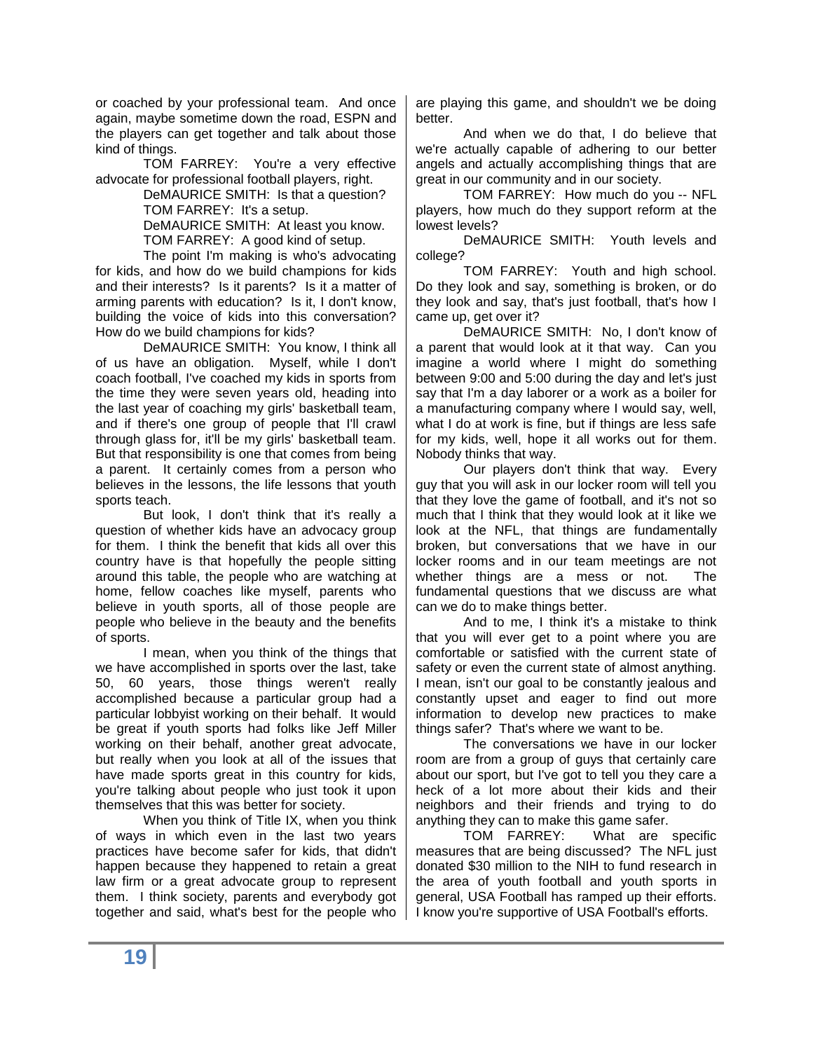or coached by your professional team. And once again, maybe sometime down the road, ESPN and the players can get together and talk about those kind of things.

TOM FARREY: You're a very effective advocate for professional football players, right.

DeMAURICE SMITH: Is that a question?

TOM FARREY: It's a setup.

DeMAURICE SMITH: At least you know.

TOM FARREY: A good kind of setup.

The point I'm making is who's advocating for kids, and how do we build champions for kids and their interests? Is it parents? Is it a matter of arming parents with education? Is it, I don't know, building the voice of kids into this conversation? How do we build champions for kids?

DeMAURICE SMITH: You know, I think all of us have an obligation. Myself, while I don't coach football, I've coached my kids in sports from the time they were seven years old, heading into the last year of coaching my girls' basketball team, and if there's one group of people that I'll crawl through glass for, it'll be my girls' basketball team. But that responsibility is one that comes from being a parent. It certainly comes from a person who believes in the lessons, the life lessons that youth sports teach.

But look, I don't think that it's really a question of whether kids have an advocacy group for them. I think the benefit that kids all over this country have is that hopefully the people sitting around this table, the people who are watching at home, fellow coaches like myself, parents who believe in youth sports, all of those people are people who believe in the beauty and the benefits of sports.

I mean, when you think of the things that we have accomplished in sports over the last, take 50, 60 years, those things weren't really accomplished because a particular group had a particular lobbyist working on their behalf. It would be great if youth sports had folks like Jeff Miller working on their behalf, another great advocate, but really when you look at all of the issues that have made sports great in this country for kids, you're talking about people who just took it upon themselves that this was better for society.

When you think of Title IX, when you think of ways in which even in the last two years practices have become safer for kids, that didn't happen because they happened to retain a great law firm or a great advocate group to represent them. I think society, parents and everybody got together and said, what's best for the people who are playing this game, and shouldn't we be doing better.

And when we do that, I do believe that we're actually capable of adhering to our better angels and actually accomplishing things that are great in our community and in our society.

TOM FARREY: How much do you -- NFL players, how much do they support reform at the lowest levels?

DeMAURICE SMITH: Youth levels and college?

TOM FARREY: Youth and high school. Do they look and say, something is broken, or do they look and say, that's just football, that's how I came up, get over it?

DeMAURICE SMITH: No, I don't know of a parent that would look at it that way. Can you imagine a world where I might do something between 9:00 and 5:00 during the day and let's just say that I'm a day laborer or a work as a boiler for a manufacturing company where I would say, well, what I do at work is fine, but if things are less safe for my kids, well, hope it all works out for them. Nobody thinks that way.

Our players don't think that way. Every guy that you will ask in our locker room will tell you that they love the game of football, and it's not so much that I think that they would look at it like we look at the NFL, that things are fundamentally broken, but conversations that we have in our locker rooms and in our team meetings are not whether things are a mess or not. The fundamental questions that we discuss are what can we do to make things better.

And to me, I think it's a mistake to think that you will ever get to a point where you are comfortable or satisfied with the current state of safety or even the current state of almost anything. I mean, isn't our goal to be constantly jealous and constantly upset and eager to find out more information to develop new practices to make things safer? That's where we want to be.

The conversations we have in our locker room are from a group of guys that certainly care about our sport, but I've got to tell you they care a heck of a lot more about their kids and their neighbors and their friends and trying to do anything they can to make this game safer.

TOM FARREY: What are specific measures that are being discussed? The NFL just donated $30 million to the NIH to fund research in the area of youth football and youth sports in general, USA Football has ramped up their efforts. I know you're supportive of USA Football's efforts.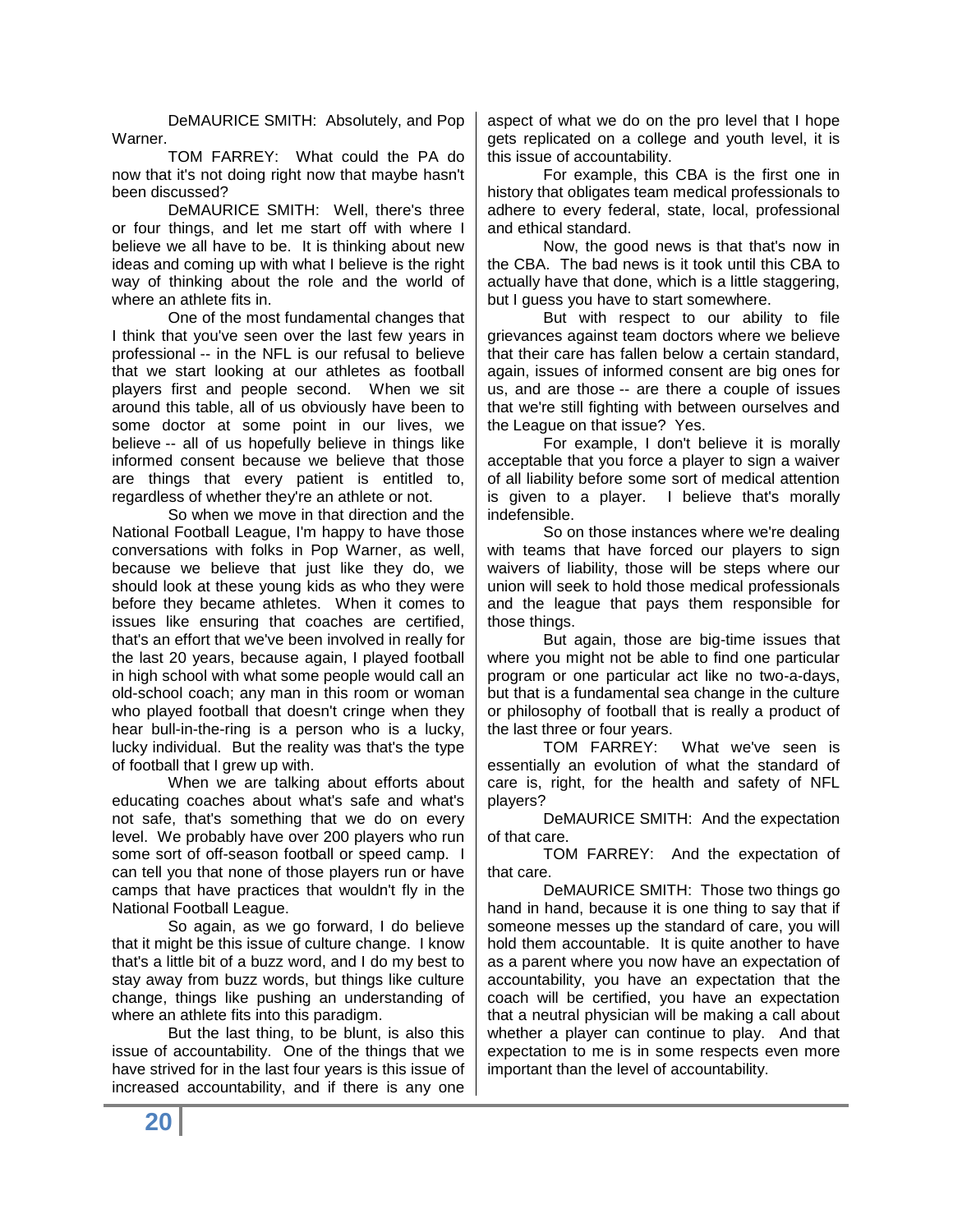DeMAURICE SMITH: Absolutely, and Pop Warner.

TOM FARREY: What could the PA do now that it's not doing right now that maybe hasn't been discussed?

DeMAURICE SMITH: Well, there's three or four things, and let me start off with where I believe we all have to be. It is thinking about new ideas and coming up with what I believe is the right way of thinking about the role and the world of where an athlete fits in.

One of the most fundamental changes that I think that you've seen over the last few years in professional -- in the NFL is our refusal to believe that we start looking at our athletes as football players first and people second. When we sit around this table, all of us obviously have been to some doctor at some point in our lives, we believe -- all of us hopefully believe in things like informed consent because we believe that those are things that every patient is entitled to, regardless of whether they're an athlete or not.

So when we move in that direction and the National Football League, I'm happy to have those conversations with folks in Pop Warner, as well, because we believe that just like they do, we should look at these young kids as who they were before they became athletes. When it comes to issues like ensuring that coaches are certified, that's an effort that we've been involved in really for the last 20 years, because again, I played football in high school with what some people would call an old-school coach; any man in this room or woman who played football that doesn't cringe when they hear bull-in-the-ring is a person who is a lucky, lucky individual. But the reality was that's the type of football that I grew up with.

When we are talking about efforts about educating coaches about what's safe and what's not safe, that's something that we do on every level. We probably have over 200 players who run some sort of off-season football or speed camp. I can tell you that none of those players run or have camps that have practices that wouldn't fly in the National Football League.

So again, as we go forward, I do believe that it might be this issue of culture change. I know that's a little bit of a buzz word, and I do my best to stay away from buzz words, but things like culture change, things like pushing an understanding of where an athlete fits into this paradigm.

But the last thing, to be blunt, is also this issue of accountability. One of the things that we have strived for in the last four years is this issue of increased accountability, and if there is any one aspect of what we do on the pro level that I hope gets replicated on a college and youth level, it is this issue of accountability.

For example, this CBA is the first one in history that obligates team medical professionals to adhere to every federal, state, local, professional and ethical standard.

Now, the good news is that that's now in the CBA. The bad news is it took until this CBA to actually have that done, which is a little staggering, but I guess you have to start somewhere.

But with respect to our ability to file grievances against team doctors where we believe that their care has fallen below a certain standard, again, issues of informed consent are big ones for us, and are those -- are there a couple of issues that we're still fighting with between ourselves and the League on that issue? Yes.

For example, I don't believe it is morally acceptable that you force a player to sign a waiver of all liability before some sort of medical attention is given to a player. I believe that's morally indefensible.

So on those instances where we're dealing with teams that have forced our players to sign waivers of liability, those will be steps where our union will seek to hold those medical professionals and the league that pays them responsible for those things.

But again, those are big-time issues that where you might not be able to find one particular program or one particular act like no two-a-days, but that is a fundamental sea change in the culture or philosophy of football that is really a product of the last three or four years.

TOM FARREY: What we've seen is essentially an evolution of what the standard of care is, right, for the health and safety of NFL players?

DeMAURICE SMITH: And the expectation of that care.

TOM FARREY: And the expectation of that care.

DeMAURICE SMITH: Those two things go hand in hand, because it is one thing to say that if someone messes up the standard of care, you will hold them accountable. It is quite another to have as a parent where you now have an expectation of accountability, you have an expectation that the coach will be certified, you have an expectation that a neutral physician will be making a call about whether a player can continue to play. And that expectation to me is in some respects even more important than the level of accountability.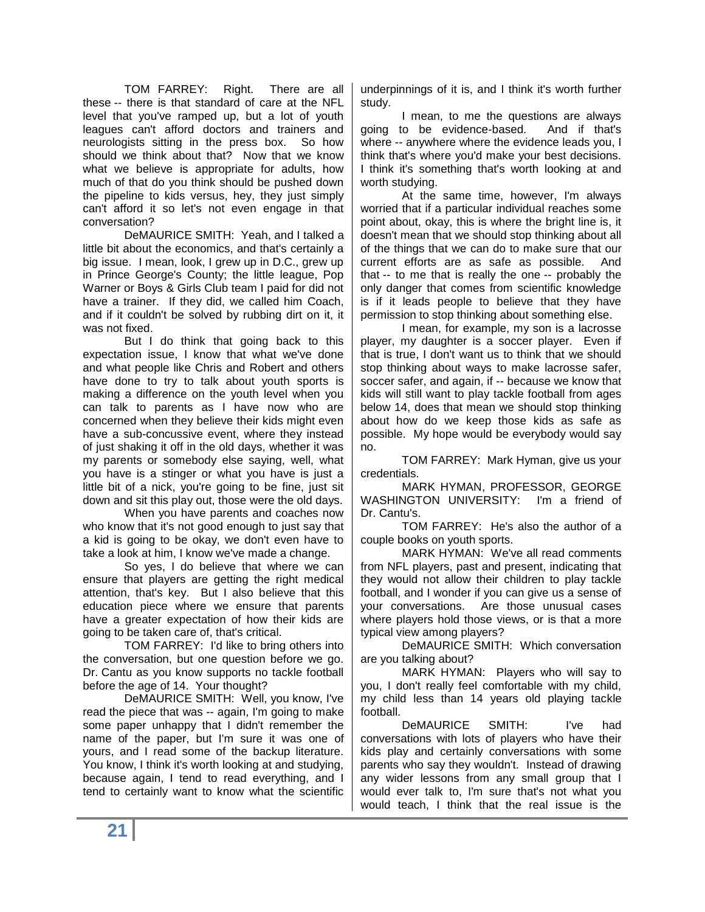TOM FARREY: Right. There are all these -- there is that standard of care at the NFL level that you've ramped up, but a lot of youth leagues can't afford doctors and trainers and neurologists sitting in the press box. So how should we think about that? Now that we know what we believe is appropriate for adults, how much of that do you think should be pushed down the pipeline to kids versus, hey, they just simply can't afford it so let's not even engage in that conversation?

DeMAURICE SMITH: Yeah, and I talked a little bit about the economics, and that's certainly a big issue. I mean, look, I grew up in D.C., grew up in Prince George's County; the little league, Pop Warner or Boys & Girls Club team I paid for did not have a trainer. If they did, we called him Coach, and if it couldn't be solved by rubbing dirt on it, it was not fixed.

But I do think that going back to this expectation issue, I know that what we've done and what people like Chris and Robert and others have done to try to talk about youth sports is making a difference on the youth level when you can talk to parents as I have now who are concerned when they believe their kids might even have a sub-concussive event, where they instead of just shaking it off in the old days, whether it was my parents or somebody else saying, well, what you have is a stinger or what you have is just a little bit of a nick, you're going to be fine, just sit down and sit this play out, those were the old days.

When you have parents and coaches now who know that it's not good enough to just say that a kid is going to be okay, we don't even have to take a look at him, I know we've made a change.

So yes, I do believe that where we can ensure that players are getting the right medical attention, that's key. But I also believe that this education piece where we ensure that parents have a greater expectation of how their kids are going to be taken care of, that's critical.

TOM FARREY: I'd like to bring others into the conversation, but one question before we go. Dr. Cantu as you know supports no tackle football before the age of 14. Your thought?

DeMAURICE SMITH: Well, you know, I've read the piece that was -- again, I'm going to make some paper unhappy that I didn't remember the name of the paper, but I'm sure it was one of yours, and I read some of the backup literature. You know, I think it's worth looking at and studying, because again, I tend to read everything, and I tend to certainly want to know what the scientific underpinnings of it is, and I think it's worth further study.

I mean, to me the questions are always going to be evidence-based. And if that's where -- anywhere where the evidence leads you, I think that's where you'd make your best decisions. I think it's something that's worth looking at and worth studying.

At the same time, however, I'm always worried that if a particular individual reaches some point about, okay, this is where the bright line is, it doesn't mean that we should stop thinking about all of the things that we can do to make sure that our current efforts are as safe as possible. And that -- to me that is really the one -- probably the only danger that comes from scientific knowledge is if it leads people to believe that they have permission to stop thinking about something else.

I mean, for example, my son is a lacrosse player, my daughter is a soccer player. Even if that is true, I don't want us to think that we should stop thinking about ways to make lacrosse safer, soccer safer, and again, if -- because we know that kids will still want to play tackle football from ages below 14, does that mean we should stop thinking about how do we keep those kids as safe as possible. My hope would be everybody would say no.

TOM FARREY: Mark Hyman, give us your credentials.

MARK HYMAN, PROFESSOR, GEORGE WASHINGTON UNIVERSITY: I'm a friend of Dr. Cantu's.

TOM FARREY: He's also the author of a couple books on youth sports.

MARK HYMAN: We've all read comments from NFL players, past and present, indicating that they would not allow their children to play tackle football, and I wonder if you can give us a sense of your conversations. Are those unusual cases where players hold those views, or is that a more typical view among players?

DeMAURICE SMITH: Which conversation are you talking about?

MARK HYMAN: Players who will say to you, I don't really feel comfortable with my child, my child less than 14 years old playing tackle football.

DeMAURICE SMITH: I've had conversations with lots of players who have their kids play and certainly conversations with some parents who say they wouldn't. Instead of drawing any wider lessons from any small group that I would ever talk to, I'm sure that's not what you would teach, I think that the real issue is the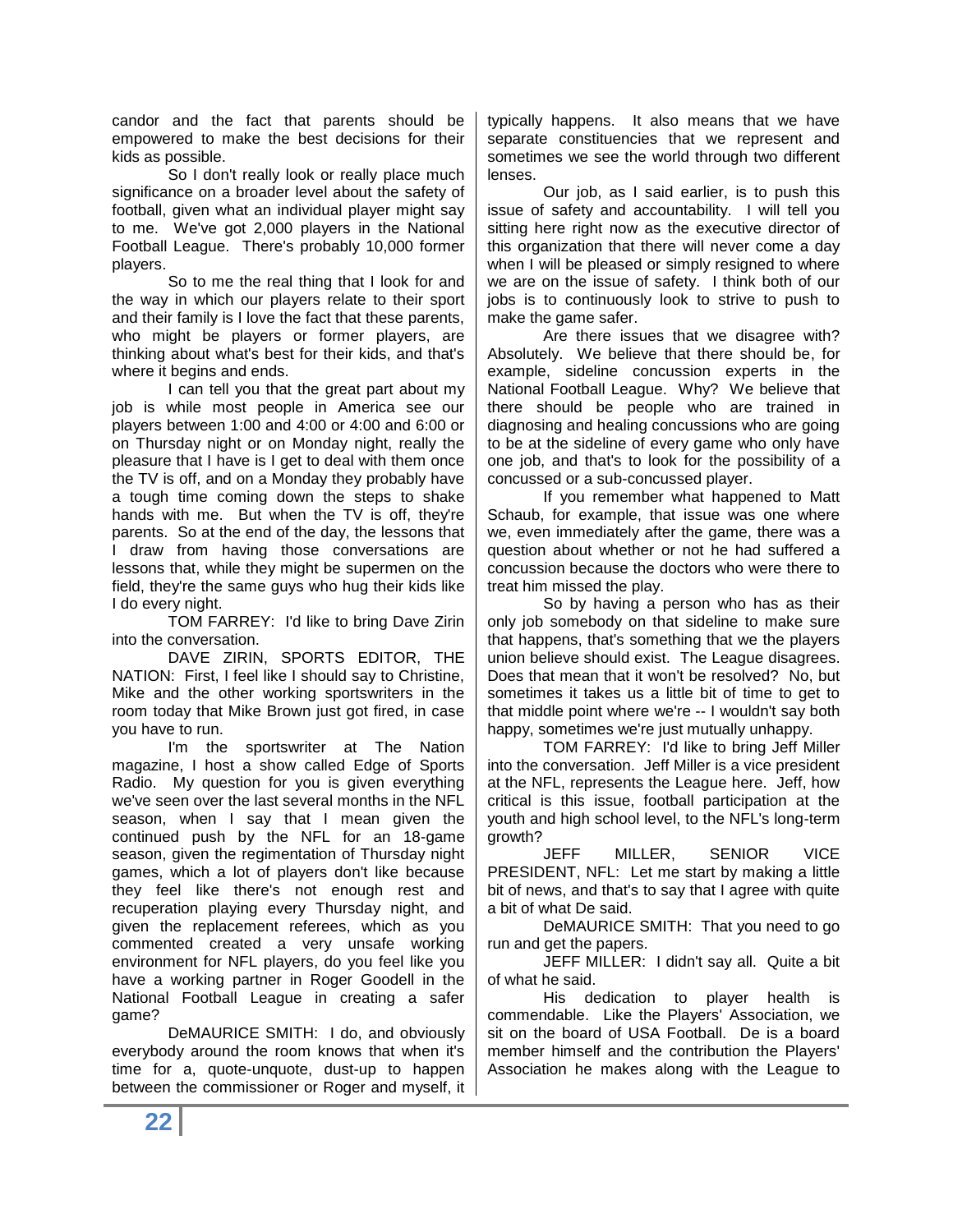candor and the fact that parents should be empowered to make the best decisions for their kids as possible.

So I don't really look or really place much significance on a broader level about the safety of football, given what an individual player might say to me. We've got 2,000 players in the National Football League. There's probably 10,000 former players.

So to me the real thing that I look for and the way in which our players relate to their sport and their family is I love the fact that these parents, who might be players or former players, are thinking about what's best for their kids, and that's where it begins and ends.

I can tell you that the great part about my job is while most people in America see our players between 1:00 and 4:00 or 4:00 and 6:00 or on Thursday night or on Monday night, really the pleasure that I have is I get to deal with them once the TV is off, and on a Monday they probably have a tough time coming down the steps to shake hands with me. But when the TV is off, they're parents. So at the end of the day, the lessons that I draw from having those conversations are lessons that, while they might be supermen on the field, they're the same guys who hug their kids like I do every night.

TOM FARREY: I'd like to bring Dave Zirin into the conversation.

DAVE ZIRIN, SPORTS EDITOR, THE NATION: First, I feel like I should say to Christine, Mike and the other working sportswriters in the room today that Mike Brown just got fired, in case you have to run.

I'm the sportswriter at The Nation magazine, I host a show called Edge of Sports Radio. My question for you is given everything we've seen over the last several months in the NFL season, when I say that I mean given the continued push by the NFL for an 18-game season, given the regimentation of Thursday night games, which a lot of players don't like because they feel like there's not enough rest and recuperation playing every Thursday night, and given the replacement referees, which as you commented created a very unsafe working environment for NFL players, do you feel like you have a working partner in Roger Goodell in the National Football League in creating a safer game?

DeMAURICE SMITH: I do, and obviously everybody around the room knows that when it's time for a, quote-unquote, dust-up to happen between the commissioner or Roger and myself, it typically happens. It also means that we have separate constituencies that we represent and sometimes we see the world through two different lenses.

Our job, as I said earlier, is to push this issue of safety and accountability. I will tell you sitting here right now as the executive director of this organization that there will never come a day when I will be pleased or simply resigned to where we are on the issue of safety. I think both of our jobs is to continuously look to strive to push to make the game safer.

Are there issues that we disagree with? Absolutely. We believe that there should be, for example, sideline concussion experts in the National Football League. Why? We believe that there should be people who are trained in diagnosing and healing concussions who are going to be at the sideline of every game who only have one job, and that's to look for the possibility of a concussed or a sub-concussed player.

If you remember what happened to Matt Schaub, for example, that issue was one where we, even immediately after the game, there was a question about whether or not he had suffered a concussion because the doctors who were there to treat him missed the play.

So by having a person who has as their only job somebody on that sideline to make sure that happens, that's something that we the players union believe should exist. The League disagrees. Does that mean that it won't be resolved? No, but sometimes it takes us a little bit of time to get to that middle point where we're -- I wouldn't say both happy, sometimes we're just mutually unhappy.

TOM FARREY: I'd like to bring Jeff Miller into the conversation. Jeff Miller is a vice president at the NFL, represents the League here. Jeff, how critical is this issue, football participation at the youth and high school level, to the NFL's long-term growth?

JEFF MILLER, SENIOR VICE PRESIDENT, NFL: Let me start by making a little bit of news, and that's to say that I agree with quite a bit of what De said.

DeMAURICE SMITH: That you need to go run and get the papers.

JEFF MILLER: I didn't say all. Quite a bit of what he said.

His dedication to player health is commendable. Like the Players' Association, we sit on the board of USA Football. De is a board member himself and the contribution the Players' Association he makes along with the League to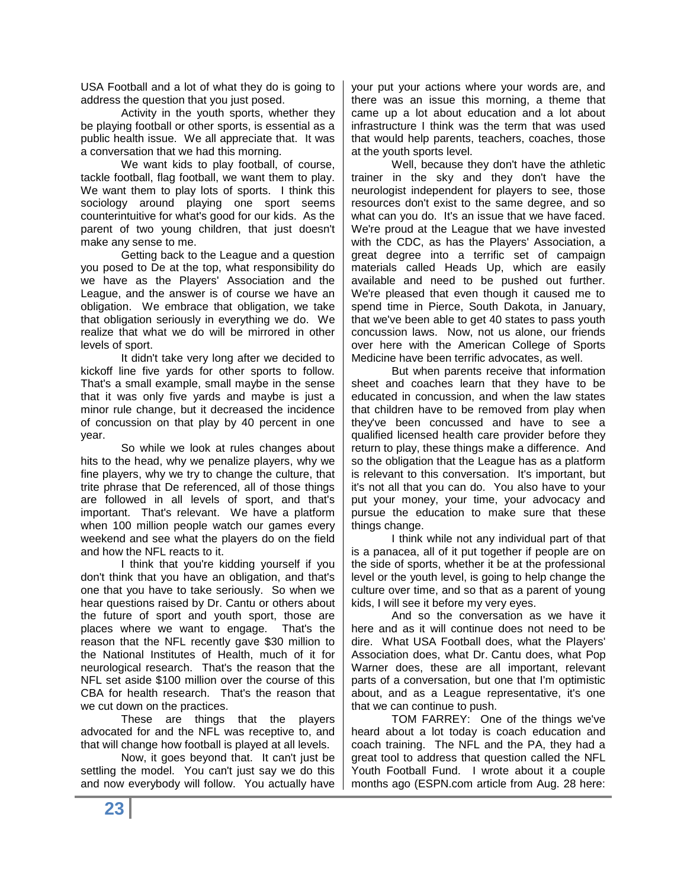USA Football and a lot of what they do is going to address the question that you just posed.

Activity in the youth sports, whether they be playing football or other sports, is essential as a public health issue. We all appreciate that. It was a conversation that we had this morning.

We want kids to play football, of course, tackle football, flag football, we want them to play. We want them to play lots of sports. I think this sociology around playing one sport seems counterintuitive for what's good for our kids. As the parent of two young children, that just doesn't make any sense to me.

Getting back to the League and a question you posed to De at the top, what responsibility do we have as the Players' Association and the League, and the answer is of course we have an obligation. We embrace that obligation, we take that obligation seriously in everything we do. We realize that what we do will be mirrored in other levels of sport.

It didn't take very long after we decided to kickoff line five yards for other sports to follow. That's a small example, small maybe in the sense that it was only five yards and maybe is just a minor rule change, but it decreased the incidence of concussion on that play by 40 percent in one year.

So while we look at rules changes about hits to the head, why we penalize players, why we fine players, why we try to change the culture, that trite phrase that De referenced, all of those things are followed in all levels of sport, and that's important. That's relevant. We have a platform when 100 million people watch our games every weekend and see what the players do on the field and how the NFL reacts to it.

I think that you're kidding yourself if you don't think that you have an obligation, and that's one that you have to take seriously. So when we hear questions raised by Dr. Cantu or others about the future of sport and youth sport, those are places where we want to engage. That's the reason that the NFL recently gave $30 million to the National Institutes of Health, much of it for neurological research. That's the reason that the NFL set aside $100 million over the course of this CBA for health research. That's the reason that we cut down on the practices.

These are things that the players advocated for and the NFL was receptive to, and that will change how football is played at all levels.

Now, it goes beyond that. It can't just be settling the model. You can't just say we do this and now everybody will follow. You actually have your put your actions where your words are, and there was an issue this morning, a theme that came up a lot about education and a lot about infrastructure I think was the term that was used that would help parents, teachers, coaches, those at the youth sports level.

Well, because they don't have the athletic trainer in the sky and they don't have the neurologist independent for players to see, those resources don't exist to the same degree, and so what can you do. It's an issue that we have faced. We're proud at the League that we have invested with the CDC, as has the Players' Association, a great degree into a terrific set of campaign materials called Heads Up, which are easily available and need to be pushed out further. We're pleased that even though it caused me to spend time in Pierce, South Dakota, in January, that we've been able to get 40 states to pass youth concussion laws. Now, not us alone, our friends over here with the American College of Sports Medicine have been terrific advocates, as well.

But when parents receive that information sheet and coaches learn that they have to be educated in concussion, and when the law states that children have to be removed from play when they've been concussed and have to see a qualified licensed health care provider before they return to play, these things make a difference. And so the obligation that the League has as a platform is relevant to this conversation. It's important, but it's not all that you can do. You also have to your put your money, your time, your advocacy and pursue the education to make sure that these things change.

I think while not any individual part of that is a panacea, all of it put together if people are on the side of sports, whether it be at the professional level or the youth level, is going to help change the culture over time, and so that as a parent of young kids, I will see it before my very eyes.

And so the conversation as we have it here and as it will continue does not need to be dire. What USA Football does, what the Players' Association does, what Dr. Cantu does, what Pop Warner does, these are all important, relevant parts of a conversation, but one that I'm optimistic about, and as a League representative, it's one that we can continue to push.

TOM FARREY: One of the things we've heard about a lot today is coach education and coach training. The NFL and the PA, they had a great tool to address that question called the NFL Youth Football Fund. I wrote about it a couple months ago (ESPN.com article from Aug. 28 here: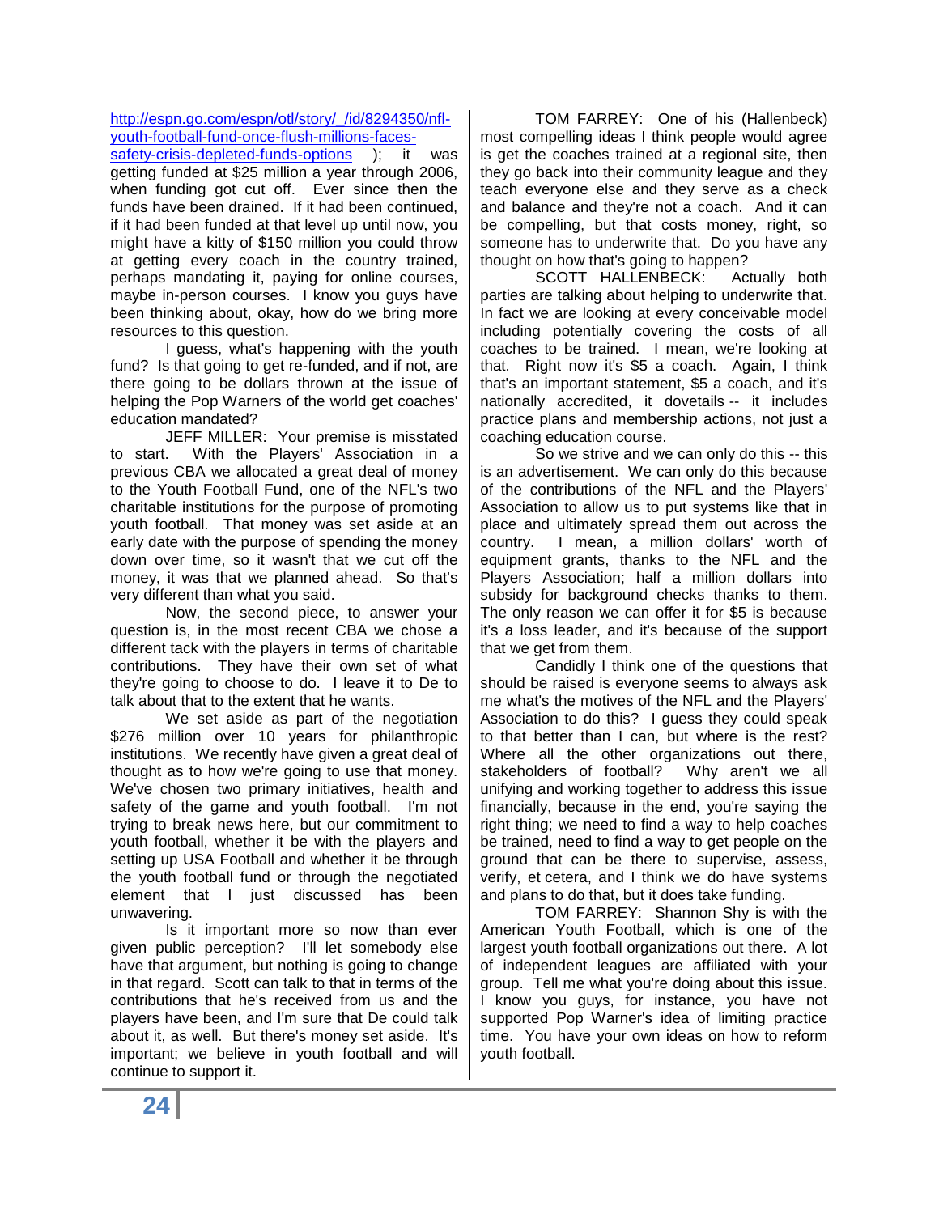http://espn.go.com/espn/otl/story/_/id/8294350/nfl-youth-football-fund-once-flush-millions-faces-safety-crisis-depleted-funds-options ); it was getting funded at $25 million a year through 2006, when funding got cut off. Ever since then the funds have been drained. If it had been continued, if it had been funded at that level up until now, you might have a kitty of $150 million you could throw at getting every coach in the country trained, perhaps mandating it, paying for online courses, maybe in-person courses. I know you guys have been thinking about, okay, how do we bring more resources to this question.

I guess, what's happening with the youth fund? Is that going to get re-funded, and if not, are there going to be dollars thrown at the issue of helping the Pop Warners of the world get coaches' education mandated?

JEFF MILLER: Your premise is misstated to start. With the Players' Association in a previous CBA we allocated a great deal of money to the Youth Football Fund, one of the NFL's two charitable institutions for the purpose of promoting youth football. That money was set aside at an early date with the purpose of spending the money down over time, so it wasn't that we cut off the money, it was that we planned ahead. So that's very different than what you said.

Now, the second piece, to answer your question is, in the most recent CBA we chose a different tack with the players in terms of charitable contributions. They have their own set of what they're going to choose to do. I leave it to De to talk about that to the extent that he wants.

We set aside as part of the negotiation $276 million over 10 years for philanthropic institutions. We recently have given a great deal of thought as to how we're going to use that money. We've chosen two primary initiatives, health and safety of the game and youth football. I'm not trying to break news here, but our commitment to youth football, whether it be with the players and setting up USA Football and whether it be through the youth football fund or through the negotiated element that I just discussed has been unwavering.

Is it important more so now than ever given public perception? I'll let somebody else have that argument, but nothing is going to change in that regard. Scott can talk to that in terms of the contributions that he's received from us and the players have been, and I'm sure that De could talk about it, as well. But there's money set aside. It's important; we believe in youth football and will continue to support it.

TOM FARREY: One of his (Hallenbeck) most compelling ideas I think people would agree is get the coaches trained at a regional site, then they go back into their community league and they teach everyone else and they serve as a check and balance and they're not a coach. And it can be compelling, but that costs money, right, so someone has to underwrite that. Do you have any thought on how that's going to happen?

SCOTT HALLENBECK: Actually both parties are talking about helping to underwrite that. In fact we are looking at every conceivable model including potentially covering the costs of all coaches to be trained. I mean, we're looking at that. Right now it's $5 a coach. Again, I think that's an important statement, $5 a coach, and it's nationally accredited, it dovetails -- it includes practice plans and membership actions, not just a coaching education course.

So we strive and we can only do this -- this is an advertisement. We can only do this because of the contributions of the NFL and the Players' Association to allow us to put systems like that in place and ultimately spread them out across the country. I mean, a million dollars' worth of equipment grants, thanks to the NFL and the Players Association; half a million dollars into subsidy for background checks thanks to them. The only reason we can offer it for $5 is because it's a loss leader, and it's because of the support that we get from them.

Candidly I think one of the questions that should be raised is everyone seems to always ask me what's the motives of the NFL and the Players' Association to do this? I guess they could speak to that better than I can, but where is the rest? Where all the other organizations out there, stakeholders of football? Why aren't we all unifying and working together to address this issue financially, because in the end, you're saying the right thing; we need to find a way to help coaches be trained, need to find a way to get people on the ground that can be there to supervise, assess, verify, et cetera, and I think we do have systems and plans to do that, but it does take funding.

TOM FARREY: Shannon Shy is with the American Youth Football, which is one of the largest youth football organizations out there. A lot of independent leagues are affiliated with your group. Tell me what you're doing about this issue. I know you guys, for instance, you have not supported Pop Warner's idea of limiting practice time. You have your own ideas on how to reform youth football.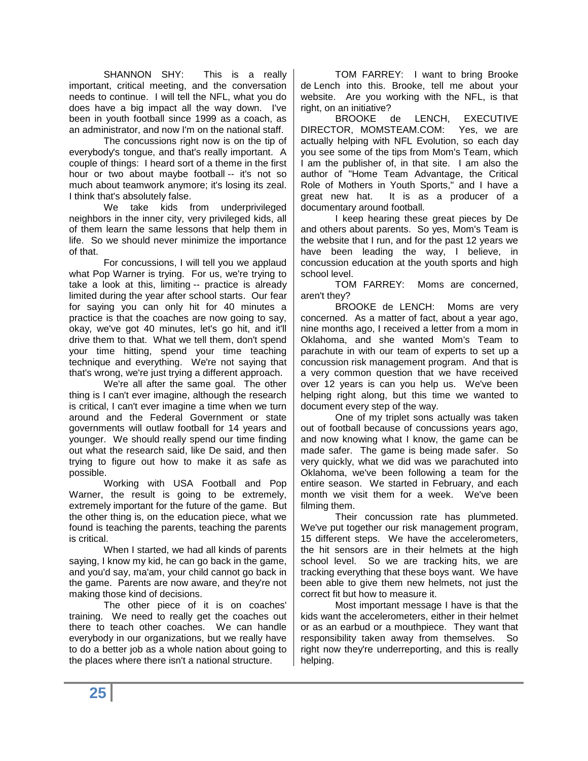SHANNON SHY: This is a really important, critical meeting, and the conversation needs to continue. I will tell the NFL, what you do does have a big impact all the way down. I've been in youth football since 1999 as a coach, as an administrator, and now I'm on the national staff.

The concussions right now is on the tip of everybody's tongue, and that's really important. A couple of things: I heard sort of a theme in the first hour or two about maybe football -- it's not so much about teamwork anymore; it's losing its zeal. I think that's absolutely false.

We take kids from underprivileged neighbors in the inner city, very privileged kids, all of them learn the same lessons that help them in life. So we should never minimize the importance of that.

For concussions, I will tell you we applaud what Pop Warner is trying. For us, we're trying to take a look at this, limiting -- practice is already limited during the year after school starts. Our fear for saying you can only hit for 40 minutes a practice is that the coaches are now going to say, okay, we've got 40 minutes, let's go hit, and it'll drive them to that. What we tell them, don't spend your time hitting, spend your time teaching technique and everything. We're not saying that that's wrong, we're just trying a different approach.

We're all after the same goal. The other thing is I can't ever imagine, although the research is critical, I can't ever imagine a time when we turn around and the Federal Government or state governments will outlaw football for 14 years and younger. We should really spend our time finding out what the research said, like De said, and then trying to figure out how to make it as safe as possible.

Working with USA Football and Pop Warner, the result is going to be extremely, extremely important for the future of the game. But the other thing is, on the education piece, what we found is teaching the parents, teaching the parents is critical.

When I started, we had all kinds of parents saying, I know my kid, he can go back in the game, and you'd say, ma'am, your child cannot go back in the game. Parents are now aware, and they're not making those kind of decisions.

The other piece of it is on coaches' training. We need to really get the coaches out there to teach other coaches. We can handle everybody in our organizations, but we really have to do a better job as a whole nation about going to the places where there isn't a national structure.

TOM FARREY: I want to bring Brooke de Lench into this. Brooke, tell me about your website. Are you working with the NFL, is that right, on an initiative?

BROOKE de LENCH, EXECUTIVE DIRECTOR, MOMSTEAM.COM: Yes, we are actually helping with NFL Evolution, so each day you see some of the tips from Mom's Team, which I am the publisher of, in that site. I am also the author of "Home Team Advantage, the Critical Role of Mothers in Youth Sports," and I have a great new hat. It is as a producer of a documentary around football.

I keep hearing these great pieces by De and others about parents. So yes, Mom's Team is the website that I run, and for the past 12 years we have been leading the way, I believe, in concussion education at the youth sports and high school level.

TOM FARREY: Moms are concerned, aren't they?

BROOKE de LENCH: Moms are very concerned. As a matter of fact, about a year ago, nine months ago, I received a letter from a mom in Oklahoma, and she wanted Mom's Team to parachute in with our team of experts to set up a concussion risk management program. And that is a very common question that we have received over 12 years is can you help us. We've been helping right along, but this time we wanted to document every step of the way.

One of my triplet sons actually was taken out of football because of concussions years ago, and now knowing what I know, the game can be made safer. The game is being made safer. So very quickly, what we did was we parachuted into Oklahoma, we've been following a team for the entire season. We started in February, and each month we visit them for a week. We've been filming them.

Their concussion rate has plummeted. We've put together our risk management program, 15 different steps. We have the accelerometers, the hit sensors are in their helmets at the high school level. So we are tracking hits, we are tracking everything that these boys want. We have been able to give them new helmets, not just the correct fit but how to measure it.

Most important message I have is that the kids want the accelerometers, either in their helmet or as an earbud or a mouthpiece. They want that responsibility taken away from themselves. So right now they're underreporting, and this is really helping.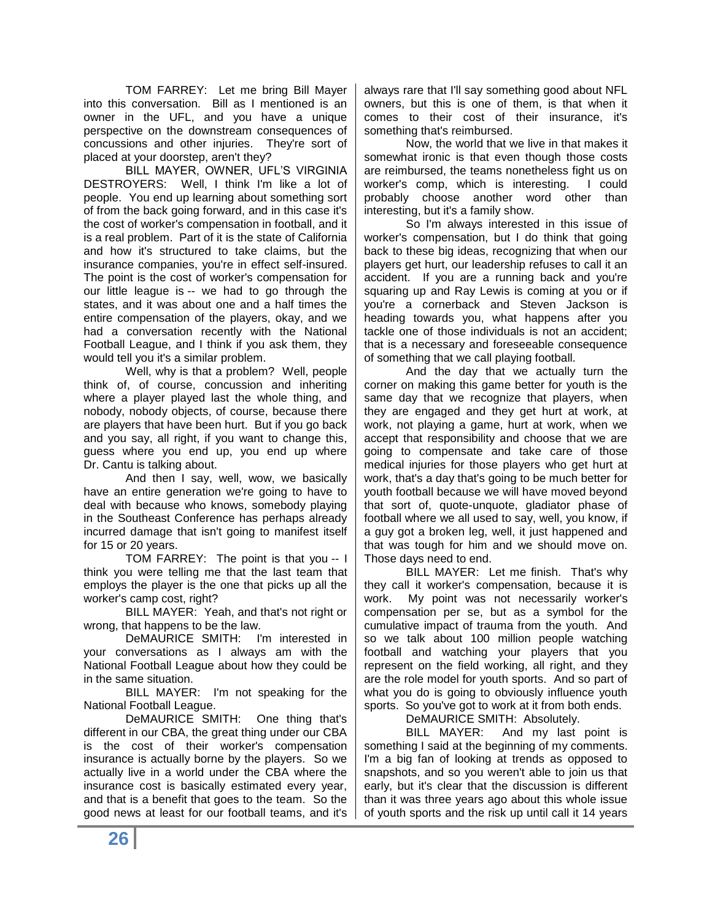TOM FARREY: Let me bring Bill Mayer into this conversation. Bill as I mentioned is an owner in the UFL, and you have a unique perspective on the downstream consequences of concussions and other injuries. They're sort of placed at your doorstep, aren't they?

BILL MAYER, OWNER, UFL'S VIRGINIA DESTROYERS: Well, I think I'm like a lot of people. You end up learning about something sort of from the back going forward, and in this case it's the cost of worker's compensation in football, and it is a real problem. Part of it is the state of California and how it's structured to take claims, but the insurance companies, you're in effect self-insured. The point is the cost of worker's compensation for our little league is -- we had to go through the states, and it was about one and a half times the entire compensation of the players, okay, and we had a conversation recently with the National Football League, and I think if you ask them, they would tell you it's a similar problem.

Well, why is that a problem? Well, people think of, of course, concussion and inheriting where a player played last the whole thing, and nobody, nobody objects, of course, because there are players that have been hurt. But if you go back and you say, all right, if you want to change this, guess where you end up, you end up where Dr. Cantu is talking about.

And then I say, well, wow, we basically have an entire generation we're going to have to deal with because who knows, somebody playing in the Southeast Conference has perhaps already incurred damage that isn't going to manifest itself for 15 or 20 years.

TOM FARREY: The point is that you -- I think you were telling me that the last team that employs the player is the one that picks up all the worker's camp cost, right?

BILL MAYER: Yeah, and that's not right or wrong, that happens to be the law.

DeMAURICE SMITH: I'm interested in your conversations as I always am with the National Football League about how they could be in the same situation.

BILL MAYER: I'm not speaking for the National Football League.

DeMAURICE SMITH: One thing that's different in our CBA, the great thing under our CBA is the cost of their worker's compensation insurance is actually borne by the players. So we actually live in a world under the CBA where the insurance cost is basically estimated every year, and that is a benefit that goes to the team. So the good news at least for our football teams, and it's always rare that I'll say something good about NFL owners, but this is one of them, is that when it comes to their cost of their insurance, it's something that's reimbursed.

Now, the world that we live in that makes it somewhat ironic is that even though those costs are reimbursed, the teams nonetheless fight us on worker's comp, which is interesting. I could probably choose another word other than interesting, but it's a family show.

So I'm always interested in this issue of worker's compensation, but I do think that going back to these big ideas, recognizing that when our players get hurt, our leadership refuses to call it an accident. If you are a running back and you're squaring up and Ray Lewis is coming at you or if you're a cornerback and Steven Jackson is heading towards you, what happens after you tackle one of those individuals is not an accident; that is a necessary and foreseeable consequence of something that we call playing football.

And the day that we actually turn the corner on making this game better for youth is the same day that we recognize that players, when they are engaged and they get hurt at work, at work, not playing a game, hurt at work, when we accept that responsibility and choose that we are going to compensate and take care of those medical injuries for those players who get hurt at work, that's a day that's going to be much better for youth football because we will have moved beyond that sort of, quote-unquote, gladiator phase of football where we all used to say, well, you know, if a guy got a broken leg, well, it just happened and that was tough for him and we should move on. Those days need to end.

BILL MAYER: Let me finish. That's why they call it worker's compensation, because it is work. My point was not necessarily worker's compensation per se, but as a symbol for the cumulative impact of trauma from the youth. And so we talk about 100 million people watching football and watching your players that you represent on the field working, all right, and they are the role model for youth sports. And so part of what you do is going to obviously influence youth sports. So you've got to work at it from both ends.

DeMAURICE SMITH: Absolutely.

BILL MAYER: And my last point is something I said at the beginning of my comments. I'm a big fan of looking at trends as opposed to snapshots, and so you weren't able to join us that early, but it's clear that the discussion is different than it was three years ago about this whole issue of youth sports and the risk up until call it 14 years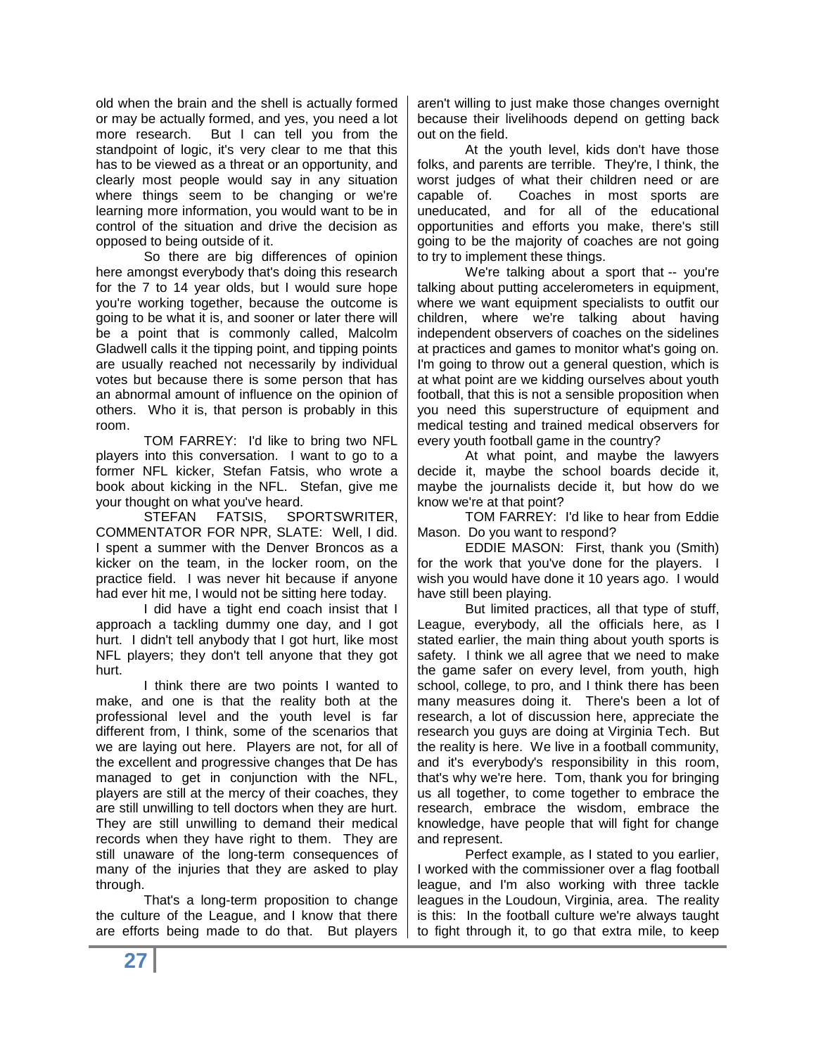old when the brain and the shell is actually formed or may be actually formed, and yes, you need a lot more research. But I can tell you from the standpoint of logic, it's very clear to me that this has to be viewed as a threat or an opportunity, and clearly most people would say in any situation where things seem to be changing or we're learning more information, you would want to be in control of the situation and drive the decision as opposed to being outside of it.

So there are big differences of opinion here amongst everybody that's doing this research for the 7 to 14 year olds, but I would sure hope you're working together, because the outcome is going to be what it is, and sooner or later there will be a point that is commonly called, Malcolm Gladwell calls it the tipping point, and tipping points are usually reached not necessarily by individual votes but because there is some person that has an abnormal amount of influence on the opinion of others. Who it is, that person is probably in this room.

TOM FARREY: I'd like to bring two NFL players into this conversation. I want to go to a former NFL kicker, Stefan Fatsis, who wrote a book about kicking in the NFL. Stefan, give me your thought on what you've heard.

STEFAN FATSIS, SPORTSWRITER, COMMENTATOR FOR NPR, SLATE: Well, I did. I spent a summer with the Denver Broncos as a kicker on the team, in the locker room, on the practice field. I was never hit because if anyone had ever hit me, I would not be sitting here today.

I did have a tight end coach insist that I approach a tackling dummy one day, and I got hurt. I didn't tell anybody that I got hurt, like most NFL players; they don't tell anyone that they got hurt.

I think there are two points I wanted to make, and one is that the reality both at the professional level and the youth level is far different from, I think, some of the scenarios that we are laying out here. Players are not, for all of the excellent and progressive changes that De has managed to get in conjunction with the NFL, players are still at the mercy of their coaches, they are still unwilling to tell doctors when they are hurt. They are still unwilling to demand their medical records when they have right to them. They are still unaware of the long-term consequences of many of the injuries that they are asked to play through.

That's a long-term proposition to change the culture of the League, and I know that there are efforts being made to do that. But players aren't willing to just make those changes overnight because their livelihoods depend on getting back out on the field.

At the youth level, kids don't have those folks, and parents are terrible. They're, I think, the worst judges of what their children need or are capable of. Coaches in most sports are uneducated, and for all of the educational opportunities and efforts you make, there's still going to be the majority of coaches are not going to try to implement these things.

We're talking about a sport that -- you're talking about putting accelerometers in equipment, where we want equipment specialists to outfit our children, where we're talking about having independent observers of coaches on the sidelines at practices and games to monitor what's going on. I'm going to throw out a general question, which is at what point are we kidding ourselves about youth football, that this is not a sensible proposition when you need this superstructure of equipment and medical testing and trained medical observers for every youth football game in the country?

At what point, and maybe the lawyers decide it, maybe the school boards decide it, maybe the journalists decide it, but how do we know we're at that point?

TOM FARREY: I'd like to hear from Eddie Mason. Do you want to respond?

EDDIE MASON: First, thank you (Smith) for the work that you've done for the players. I wish you would have done it 10 years ago. I would have still been playing.

But limited practices, all that type of stuff, League, everybody, all the officials here, as I stated earlier, the main thing about youth sports is safety. I think we all agree that we need to make the game safer on every level, from youth, high school, college, to pro, and I think there has been many measures doing it. There's been a lot of research, a lot of discussion here, appreciate the research you guys are doing at Virginia Tech. But the reality is here. We live in a football community, and it's everybody's responsibility in this room, that's why we're here. Tom, thank you for bringing us all together, to come together to embrace the research, embrace the wisdom, embrace the knowledge, have people that will fight for change and represent.

Perfect example, as I stated to you earlier, I worked with the commissioner over a flag football league, and I'm also working with three tackle leagues in the Loudoun, Virginia, area. The reality is this: In the football culture we're always taught to fight through it, to go that extra mile, to keep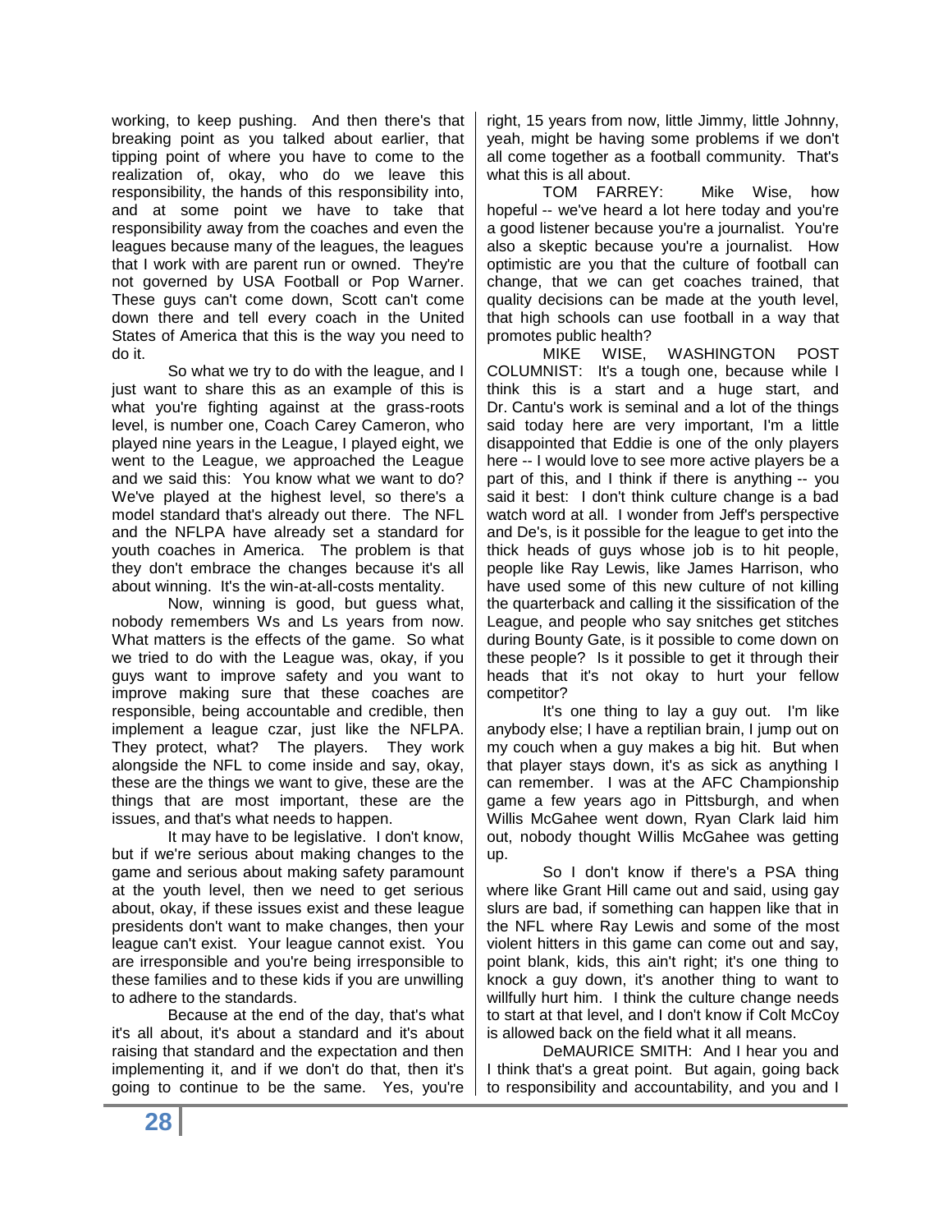working, to keep pushing. And then there's that breaking point as you talked about earlier, that tipping point of where you have to come to the realization of, okay, who do we leave this responsibility, the hands of this responsibility into, and at some point we have to take that responsibility away from the coaches and even the leagues because many of the leagues, the leagues that I work with are parent run or owned. They're not governed by USA Football or Pop Warner. These guys can't come down, Scott can't come down there and tell every coach in the United States of America that this is the way you need to do it.

So what we try to do with the league, and I just want to share this as an example of this is what you're fighting against at the grass-roots level, is number one, Coach Carey Cameron, who played nine years in the League, I played eight, we went to the League, we approached the League and we said this: You know what we want to do? We've played at the highest level, so there's a model standard that's already out there. The NFL and the NFLPA have already set a standard for youth coaches in America. The problem is that they don't embrace the changes because it's all about winning. It's the win-at-all-costs mentality.

Now, winning is good, but guess what, nobody remembers Ws and Ls years from now. What matters is the effects of the game. So what we tried to do with the League was, okay, if you guys want to improve safety and you want to improve making sure that these coaches are responsible, being accountable and credible, then implement a league czar, just like the NFLPA. They protect, what? The players. They work alongside the NFL to come inside and say, okay, these are the things we want to give, these are the things that are most important, these are the issues, and that's what needs to happen.

It may have to be legislative. I don't know, but if we're serious about making changes to the game and serious about making safety paramount at the youth level, then we need to get serious about, okay, if these issues exist and these league presidents don't want to make changes, then your league can't exist. Your league cannot exist. You are irresponsible and you're being irresponsible to these families and to these kids if you are unwilling to adhere to the standards.

Because at the end of the day, that's what it's all about, it's about a standard and it's about raising that standard and the expectation and then implementing it, and if we don't do that, then it's going to continue to be the same. Yes, you're right, 15 years from now, little Jimmy, little Johnny, yeah, might be having some problems if we don't all come together as a football community. That's what this is all about.

TOM FARREY: Mike Wise, how hopeful -- we've heard a lot here today and you're a good listener because you're a journalist. You're also a skeptic because you're a journalist. How optimistic are you that the culture of football can change, that we can get coaches trained, that quality decisions can be made at the youth level, that high schools can use football in a way that promotes public health?

MIKE WISE, WASHINGTON POST COLUMNIST: It's a tough one, because while I think this is a start and a huge start, and Dr. Cantu's work is seminal and a lot of the things said today here are very important, I'm a little disappointed that Eddie is one of the only players here -- I would love to see more active players be a part of this, and I think if there is anything -- you said it best: I don't think culture change is a bad watch word at all. I wonder from Jeff's perspective and De's, is it possible for the league to get into the thick heads of guys whose job is to hit people, people like Ray Lewis, like James Harrison, who have used some of this new culture of not killing the quarterback and calling it the sissification of the League, and people who say snitches get stitches during Bounty Gate, is it possible to come down on these people? Is it possible to get it through their heads that it's not okay to hurt your fellow competitor?

It's one thing to lay a guy out. I'm like anybody else; I have a reptilian brain, I jump out on my couch when a guy makes a big hit. But when that player stays down, it's as sick as anything I can remember. I was at the AFC Championship game a few years ago in Pittsburgh, and when Willis McGahee went down, Ryan Clark laid him out, nobody thought Willis McGahee was getting up.

So I don't know if there's a PSA thing where like Grant Hill came out and said, using gay slurs are bad, if something can happen like that in the NFL where Ray Lewis and some of the most violent hitters in this game can come out and say, point blank, kids, this ain't right; it's one thing to knock a guy down, it's another thing to want to willfully hurt him. I think the culture change needs to start at that level, and I don't know if Colt McCoy is allowed back on the field what it all means.

DeMAURICE SMITH: And I hear you and I think that's a great point. But again, going back to responsibility and accountability, and you and I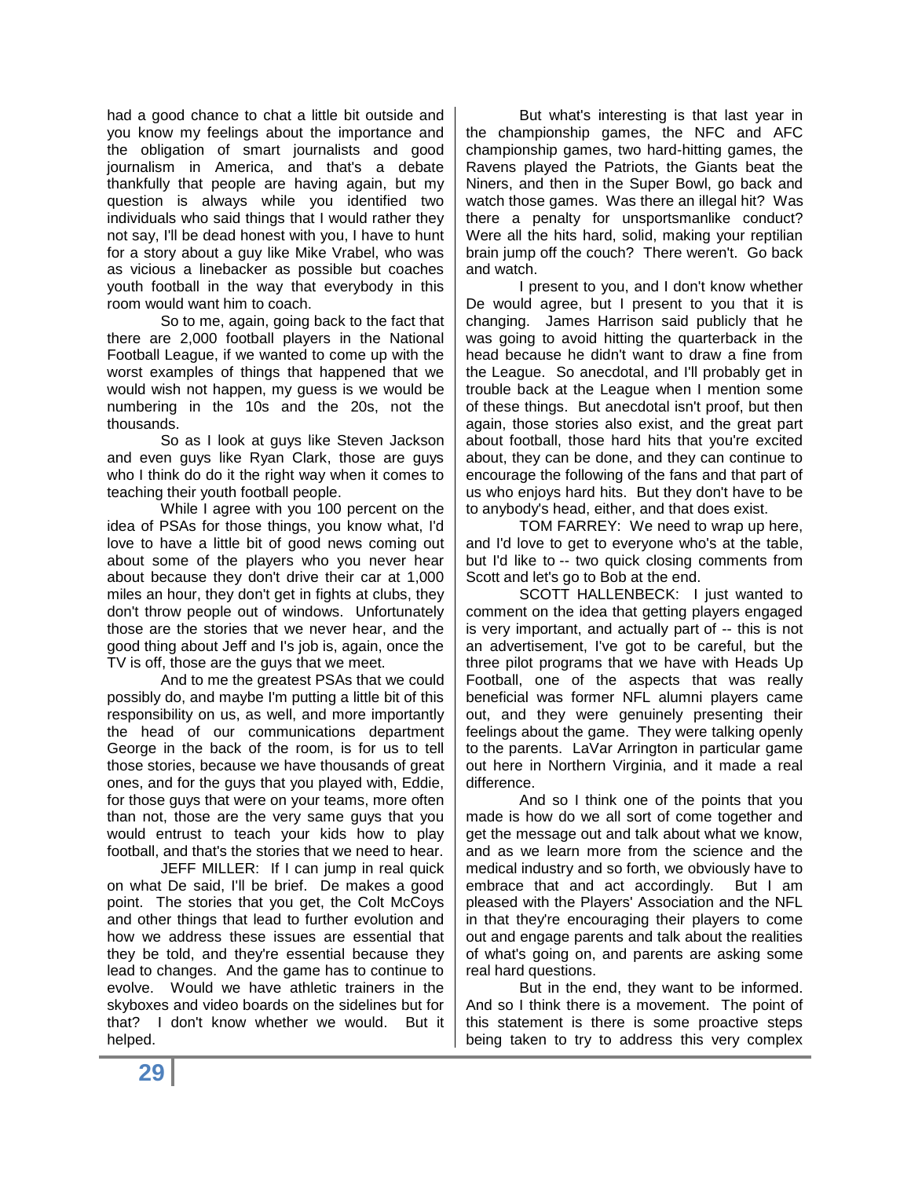had a good chance to chat a little bit outside and you know my feelings about the importance and the obligation of smart journalists and good journalism in America, and that's a debate thankfully that people are having again, but my question is always while you identified two individuals who said things that I would rather they not say, I'll be dead honest with you, I have to hunt for a story about a guy like Mike Vrabel, who was as vicious a linebacker as possible but coaches youth football in the way that everybody in this room would want him to coach.

So to me, again, going back to the fact that there are 2,000 football players in the National Football League, if we wanted to come up with the worst examples of things that happened that we would wish not happen, my guess is we would be numbering in the 10s and the 20s, not the thousands.

So as I look at guys like Steven Jackson and even guys like Ryan Clark, those are guys who I think do do it the right way when it comes to teaching their youth football people.

While I agree with you 100 percent on the idea of PSAs for those things, you know what, I'd love to have a little bit of good news coming out about some of the players who you never hear about because they don't drive their car at 1,000 miles an hour, they don't get in fights at clubs, they don't throw people out of windows. Unfortunately those are the stories that we never hear, and the good thing about Jeff and I's job is, again, once the TV is off, those are the guys that we meet.

And to me the greatest PSAs that we could possibly do, and maybe I'm putting a little bit of this responsibility on us, as well, and more importantly the head of our communications department George in the back of the room, is for us to tell those stories, because we have thousands of great ones, and for the guys that you played with, Eddie, for those guys that were on your teams, more often than not, those are the very same guys that you would entrust to teach your kids how to play football, and that's the stories that we need to hear.

JEFF MILLER: If I can jump in real quick on what De said, I'll be brief. De makes a good point. The stories that you get, the Colt McCoys and other things that lead to further evolution and how we address these issues are essential that they be told, and they're essential because they lead to changes. And the game has to continue to evolve. Would we have athletic trainers in the skyboxes and video boards on the sidelines but for that? I don't know whether we would. But it helped.

But what's interesting is that last year in the championship games, the NFC and AFC championship games, two hard-hitting games, the Ravens played the Patriots, the Giants beat the Niners, and then in the Super Bowl, go back and watch those games. Was there an illegal hit? Was there a penalty for unsportsmanlike conduct? Were all the hits hard, solid, making your reptilian brain jump off the couch? There weren't. Go back and watch.

I present to you, and I don't know whether De would agree, but I present to you that it is changing. James Harrison said publicly that he was going to avoid hitting the quarterback in the head because he didn't want to draw a fine from the League. So anecdotal, and I'll probably get in trouble back at the League when I mention some of these things. But anecdotal isn't proof, but then again, those stories also exist, and the great part about football, those hard hits that you're excited about, they can be done, and they can continue to encourage the following of the fans and that part of us who enjoys hard hits. But they don't have to be to anybody's head, either, and that does exist.

TOM FARREY: We need to wrap up here, and I'd love to get to everyone who's at the table, but I'd like to -- two quick closing comments from Scott and let's go to Bob at the end.

SCOTT HALLENBECK: I just wanted to comment on the idea that getting players engaged is very important, and actually part of -- this is not an advertisement, I've got to be careful, but the three pilot programs that we have with Heads Up Football, one of the aspects that was really beneficial was former NFL alumni players came out, and they were genuinely presenting their feelings about the game. They were talking openly to the parents. LaVar Arrington in particular game out here in Northern Virginia, and it made a real difference.

And so I think one of the points that you made is how do we all sort of come together and get the message out and talk about what we know, and as we learn more from the science and the medical industry and so forth, we obviously have to embrace that and act accordingly. But I am pleased with the Players' Association and the NFL in that they're encouraging their players to come out and engage parents and talk about the realities of what's going on, and parents are asking some real hard questions.

But in the end, they want to be informed. And so I think there is a movement. The point of this statement is there is some proactive steps being taken to try to address this very complex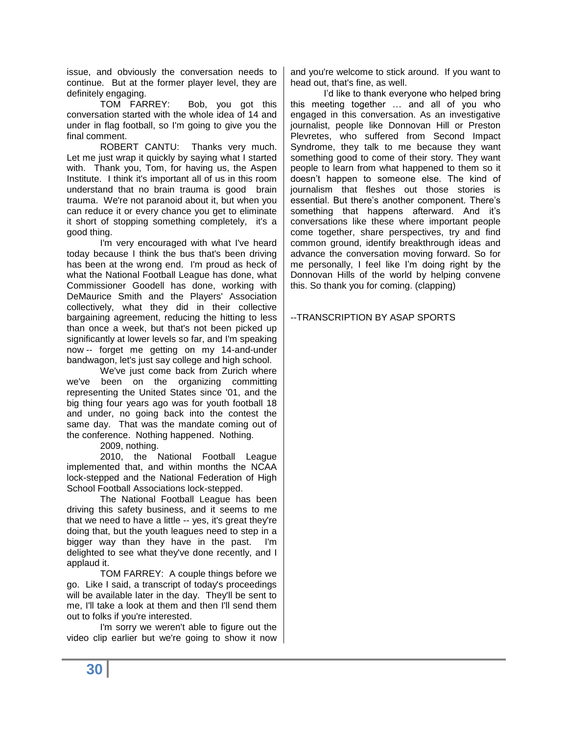issue, and obviously the conversation needs to continue. But at the former player level, they are definitely engaging.

TOM FARREY: Bob, you got this conversation started with the whole idea of 14 and under in flag football, so I'm going to give you the final comment.

ROBERT CANTU: Thanks very much. Let me just wrap it quickly by saying what I started with. Thank you, Tom, for having us, the Aspen Institute. I think it's important all of us in this room understand that no brain trauma is good brain trauma. We're not paranoid about it, but when you can reduce it or every chance you get to eliminate it short of stopping something completely, it's a good thing.

I'm very encouraged with what I've heard today because I think the bus that's been driving has been at the wrong end. I'm proud as heck of what the National Football League has done, what Commissioner Goodell has done, working with DeMaurice Smith and the Players' Association collectively, what they did in their collective bargaining agreement, reducing the hitting to less than once a week, but that's not been picked up significantly at lower levels so far, and I'm speaking now -- forget me getting on my 14-and-under bandwagon, let's just say college and high school.

We've just come back from Zurich where we've been on the organizing committing representing the United States since '01, and the big thing four years ago was for youth football 18 and under, no going back into the contest the same day. That was the mandate coming out of the conference. Nothing happened. Nothing.

2009, nothing.

2010, the National Football League implemented that, and within months the NCAA lock-stepped and the National Federation of High School Football Associations lock-stepped.

The National Football League has been driving this safety business, and it seems to me that we need to have a little -- yes, it's great they're doing that, but the youth leagues need to step in a bigger way than they have in the past. I'm delighted to see what they've done recently, and I applaud it.

TOM FARREY: A couple things before we go. Like I said, a transcript of today's proceedings will be available later in the day. They'll be sent to me, I'll take a look at them and then I'll send them out to folks if you're interested.

I'm sorry we weren't able to figure out the video clip earlier but we're going to show it now and you're welcome to stick around. If you want to head out, that's fine, as well.

I'd like to thank everyone who helped bring this meeting together … and all of you who engaged in this conversation. As an investigative journalist, people like Donnovan Hill or Preston Plevretes, who suffered from Second Impact Syndrome, they talk to me because they want something good to come of their story. They want people to learn from what happened to them so it doesn't happen to someone else. The kind of journalism that fleshes out those stories is essential. But there's another component. There's something that happens afterward. And it's conversations like these where important people come together, share perspectives, try and find common ground, identify breakthrough ideas and advance the conversation moving forward. So for me personally, I feel like I'm doing right by the Donnovan Hills of the world by helping convene this. So thank you for coming. (clapping)

--TRANSCRIPTION BY ASAP SPORTS